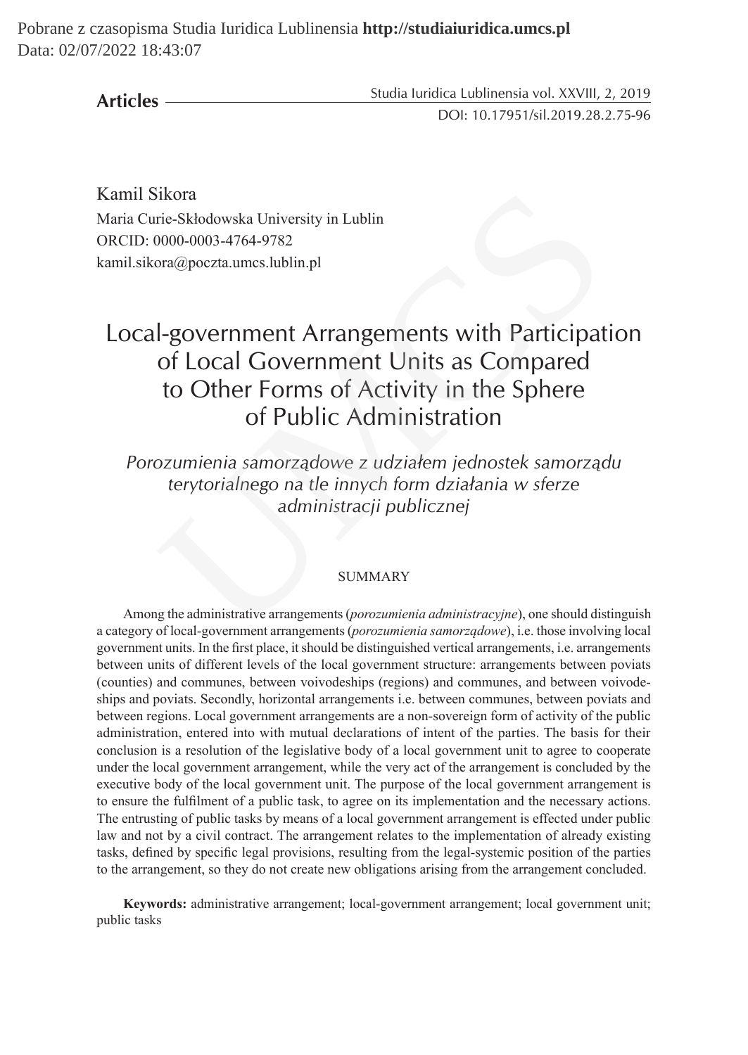Kamil Sikora
Maria Curie-Skłodowska University in Lublin
ORCID: 0000-0003-4764-9782
kamil.sikora@poczta.umcs.lublin.pl

# Local-government Arrangements with Participation of Local Government Units as Compared to Other Forms of Activity in the Sphere of Public Administration

*Porozumienia samorządowe z udziałem jednostek samorządu terytorialnego na tle innych form działania w sferze administracji publicznej*

## SUMMARY

Among the administrative arrangements (*porozumienia administracyjne*), one should distinguish a category of local-government arrangements (*porozumienia samorządowe*), i.e. those involving local government units. In the first place, it should be distinguished vertical arrangements, i.e. arrangements between units of different levels of the local government structure: arrangements between poviats (counties) and communes, between voivodeships (regions) and communes, and between voivodeships and poviats. Secondly, horizontal arrangements i.e. between communes, between poviats and between regions. Local government arrangements are a non-sovereign form of activity of the public administration, entered into with mutual declarations of intent of the parties. The basis for their conclusion is a resolution of the legislative body of a local government unit to agree to cooperate under the local government arrangement, while the very act of the arrangement is concluded by the executive body of the local government unit. The purpose of the local government arrangement is to ensure the fulfilment of a public task, to agree on its implementation and the necessary actions. The entrusting of public tasks by means of a local government arrangement is effected under public law and not by a civil contract. The arrangement relates to the implementation of already existing tasks, defined by specific legal provisions, resulting from the legal-systemic position of the parties to the arrangement, so they do not create new obligations arising from the arrangement concluded.

**Keywords:** administrative arrangement; local-government arrangement; local government unit; public tasks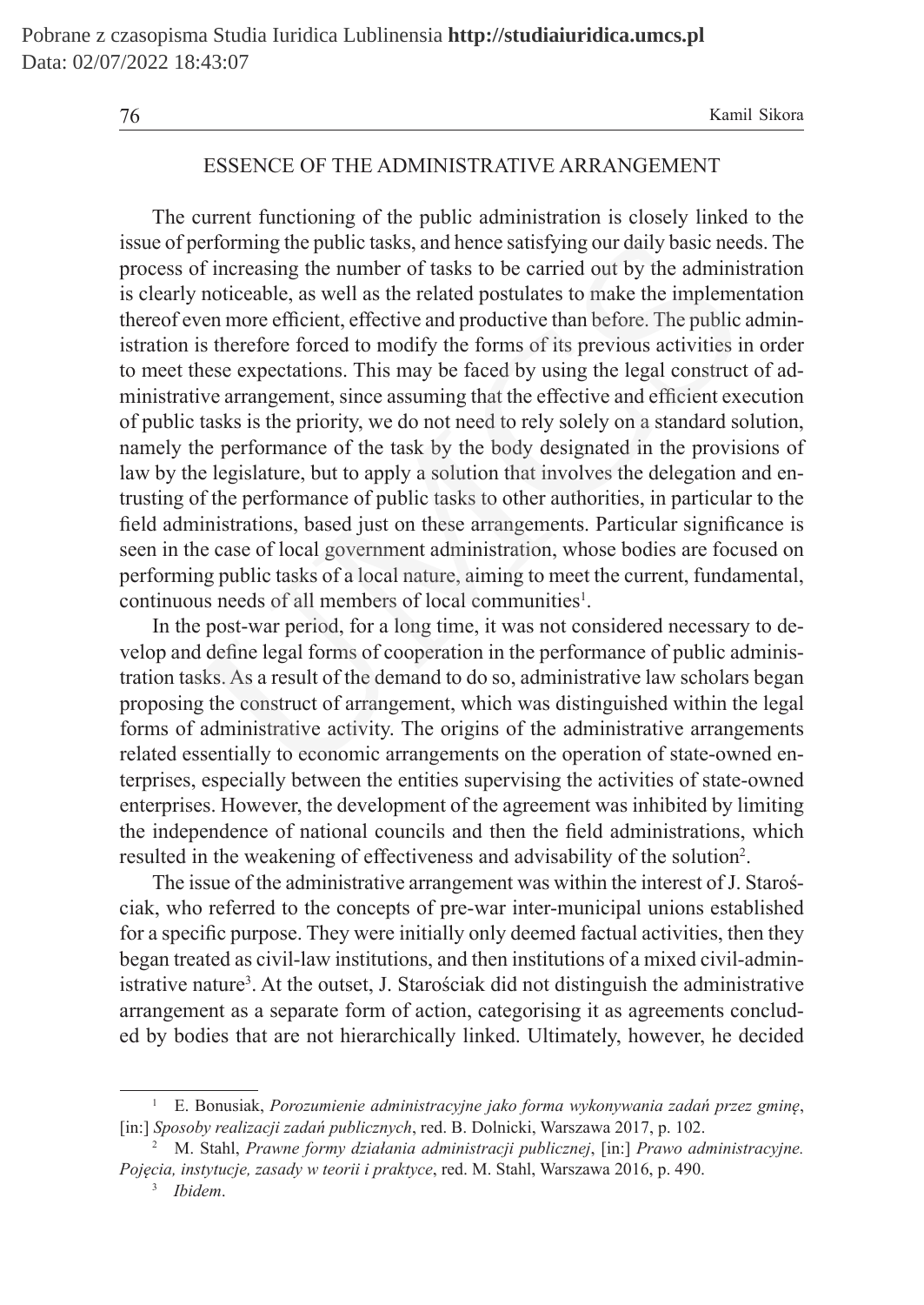## ESSENCE OF THE ADMINISTRATIVE ARRANGEMENT

The current functioning of the public administration is closely linked to the issue of performing the public tasks, and hence satisfying our daily basic needs. The process of increasing the number of tasks to be carried out by the administration is clearly noticeable, as well as the related postulates to make the implementation thereof even more efficient, effective and productive than before. The public administration is therefore forced to modify the forms of its previous activities in order to meet these expectations. This may be faced by using the legal construct of administrative arrangement, since assuming that the effective and efficient execution of public tasks is the priority, we do not need to rely solely on a standard solution, namely the performance of the task by the body designated in the provisions of law by the legislature, but to apply a solution that involves the delegation and entrusting of the performance of public tasks to other authorities, in particular to the field administrations, based just on these arrangements. Particular significance is seen in the case of local government administration, whose bodies are focused on performing public tasks of a local nature, aiming to meet the current, fundamental, continuous needs of all members of local communities[1].

In the post-war period, for a long time, it was not considered necessary to develop and define legal forms of cooperation in the performance of public administration tasks. As a result of the demand to do so, administrative law scholars began proposing the construct of arrangement, which was distinguished within the legal forms of administrative activity. The origins of the administrative arrangements related essentially to economic arrangements on the operation of state-owned enterprises, especially between the entities supervising the activities of state-owned enterprises. However, the development of the agreement was inhibited by limiting the independence of national councils and then the field administrations, which resulted in the weakening of effectiveness and advisability of the solution[2].

The issue of the administrative arrangement was within the interest of J. Starościak, who referred to the concepts of pre-war inter-municipal unions established for a specific purpose. They were initially only deemed factual activities, then they began treated as civil-law institutions, and then institutions of a mixed civil-administrative nature[3]. At the outset, J. Starościak did not distinguish the administrative arrangement as a separate form of action, categorising it as agreements concluded by bodies that are not hierarchically linked. Ultimately, however, he decided

---

[1] E. Bonusiak, *Porozumienie administracyjne jako forma wykonywania zadań przez gminę*, [in:] *Sposoby realizacji zadań publicznych*, red. B. Dolnicki, Warszawa 2017, p. 102.

[2] M. Stahl, *Prawne formy działania administracji publicznej*, [in:] *Prawo administracyjne. Pojęcia, instytucje, zasady w teorii i praktyce*, red. M. Stahl, Warszawa 2016, p. 490.

[3] *Ibidem*.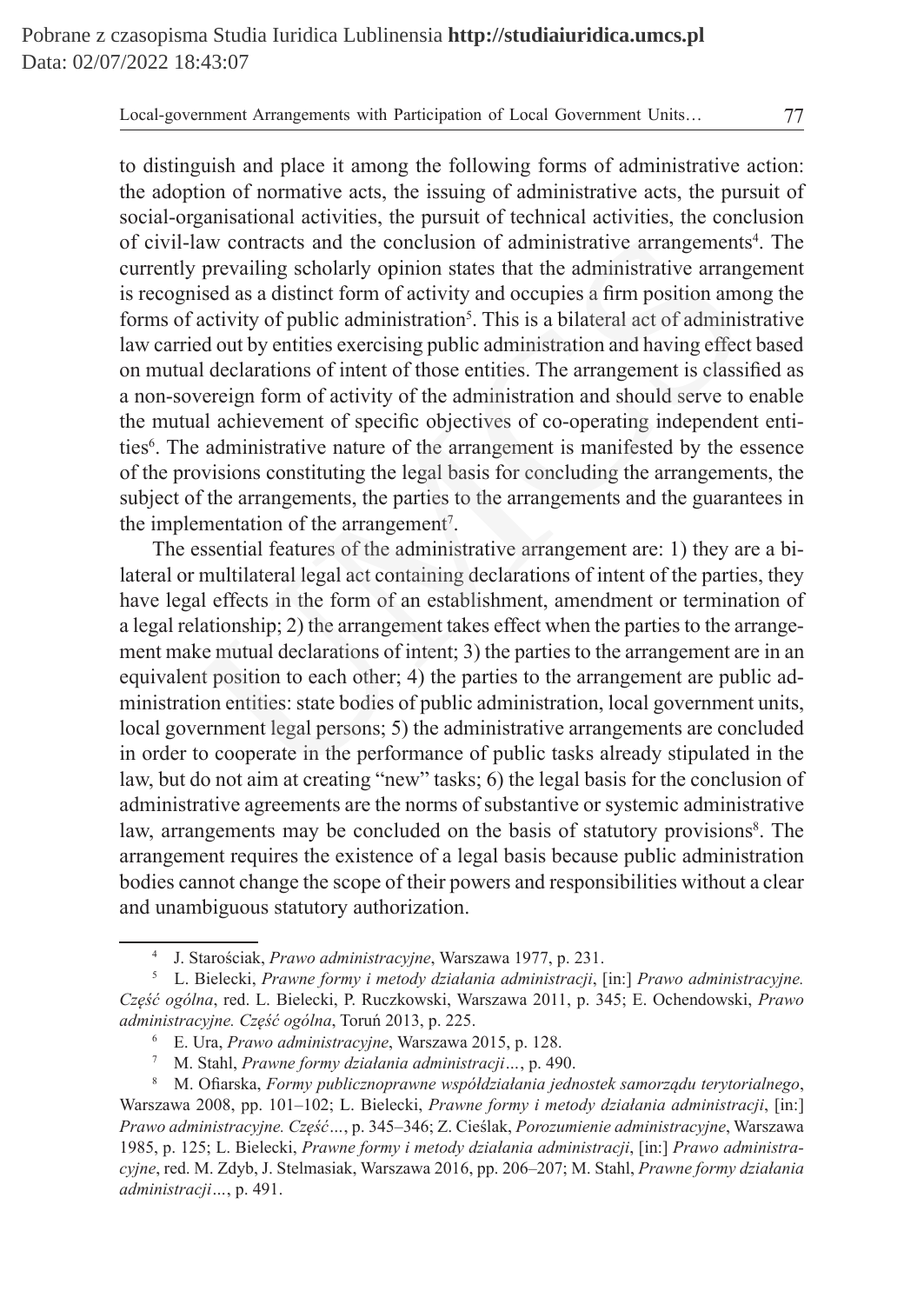to distinguish and place it among the following forms of administrative action: the adoption of normative acts, the issuing of administrative acts, the pursuit of social-organisational activities, the pursuit of technical activities, the conclusion of civil-law contracts and the conclusion of administrative arrangements[4]. The currently prevailing scholarly opinion states that the administrative arrangement is recognised as a distinct form of activity and occupies a firm position among the forms of activity of public administration[5]. This is a bilateral act of administrative law carried out by entities exercising public administration and having effect based on mutual declarations of intent of those entities. The arrangement is classified as a non-sovereign form of activity of the administration and should serve to enable the mutual achievement of specific objectives of co-operating independent entities[6]. The administrative nature of the arrangement is manifested by the essence of the provisions constituting the legal basis for concluding the arrangements, the subject of the arrangements, the parties to the arrangements and the guarantees in the implementation of the arrangement[7].

The essential features of the administrative arrangement are: 1) they are a bilateral or multilateral legal act containing declarations of intent of the parties, they have legal effects in the form of an establishment, amendment or termination of a legal relationship; 2) the arrangement takes effect when the parties to the arrangement make mutual declarations of intent; 3) the parties to the arrangement are in an equivalent position to each other; 4) the parties to the arrangement are public administration entities: state bodies of public administration, local government units, local government legal persons; 5) the administrative arrangements are concluded in order to cooperate in the performance of public tasks already stipulated in the law, but do not aim at creating "new" tasks; 6) the legal basis for the conclusion of administrative agreements are the norms of substantive or systemic administrative law, arrangements may be concluded on the basis of statutory provisions[8]. The arrangement requires the existence of a legal basis because public administration bodies cannot change the scope of their powers and responsibilities without a clear and unambiguous statutory authorization.

---

[4] J. Starościak, *Prawo administracyjne*, Warszawa 1977, p. 231.

[5] L. Bielecki, *Prawne formy i metody działania administracji*, [in:] *Prawo administracyjne. Część ogólna*, red. L. Bielecki, P. Ruczkowski, Warszawa 2011, p. 345; E. Ochendowski, *Prawo administracyjne. Część ogólna*, Toruń 2013, p. 225.

[6] E. Ura, *Prawo administracyjne*, Warszawa 2015, p. 128.

[7] M. Stahl, *Prawne formy działania administracji…*, p. 490.

[8] M. Ofiarska, *Formy publicznoprawne współdziałania jednostek samorządu terytorialnego*, Warszawa 2008, pp. 101–102; L. Bielecki, *Prawne formy i metody działania administracji*, [in:] *Prawo administracyjne. Część…*, p. 345–346; Z. Cieślak, *Porozumienie administracyjne*, Warszawa 1985, p. 125; L. Bielecki, *Prawne formy i metody działania administracji*, [in:] *Prawo administracyjne*, red. M. Zdyb, J. Stelmasiak, Warszawa 2016, pp. 206–207; M. Stahl, *Prawne formy działania administracji…*, p. 491.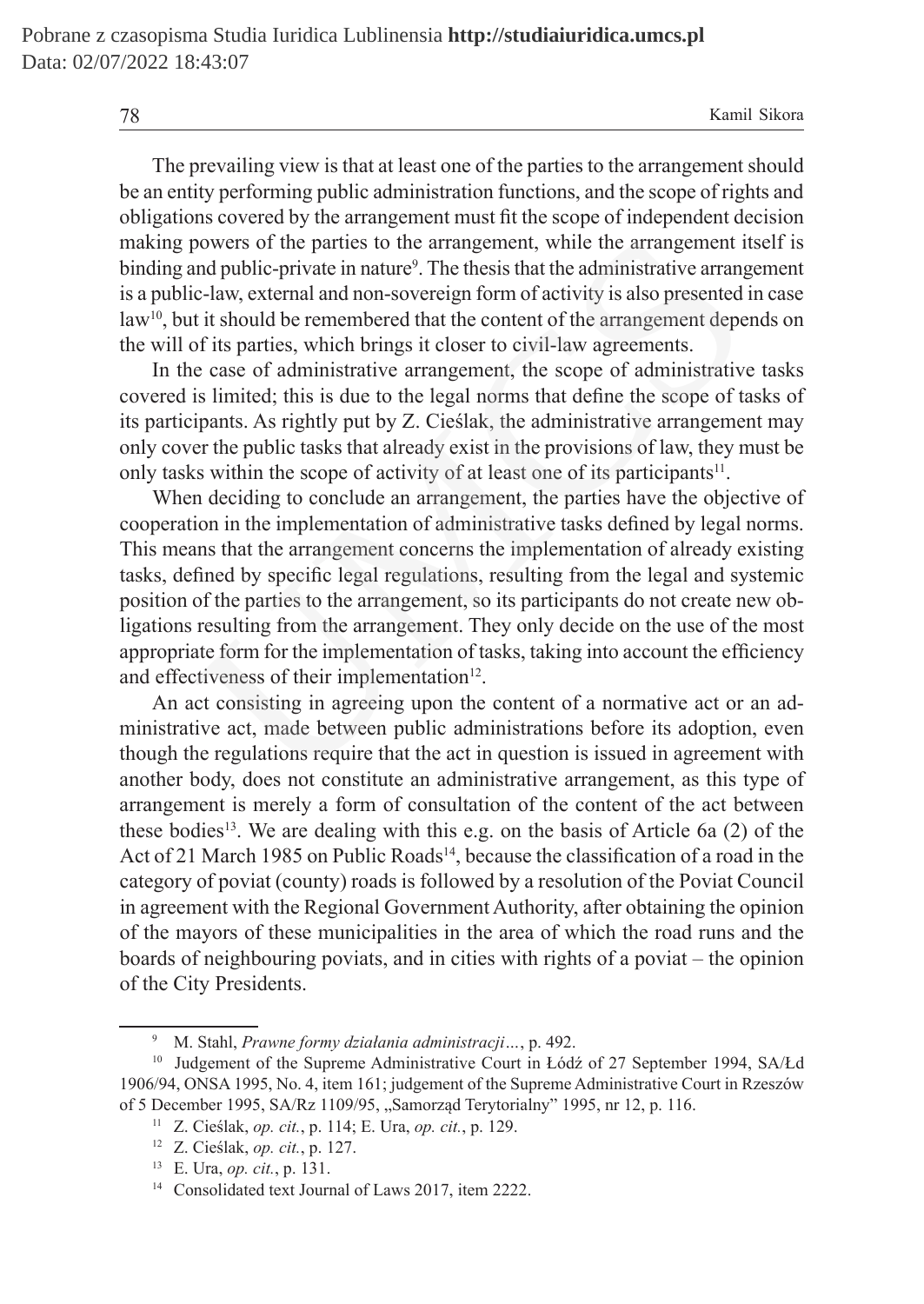The prevailing view is that at least one of the parties to the arrangement should be an entity performing public administration functions, and the scope of rights and obligations covered by the arrangement must fit the scope of independent decision making powers of the parties to the arrangement, while the arrangement itself is binding and public-private in nature[9]. The thesis that the administrative arrangement is a public-law, external and non-sovereign form of activity is also presented in case law[10], but it should be remembered that the content of the arrangement depends on the will of its parties, which brings it closer to civil-law agreements.

In the case of administrative arrangement, the scope of administrative tasks covered is limited; this is due to the legal norms that define the scope of tasks of its participants. As rightly put by Z. Cieślak, the administrative arrangement may only cover the public tasks that already exist in the provisions of law, they must be only tasks within the scope of activity of at least one of its participants[11].

When deciding to conclude an arrangement, the parties have the objective of cooperation in the implementation of administrative tasks defined by legal norms. This means that the arrangement concerns the implementation of already existing tasks, defined by specific legal regulations, resulting from the legal and systemic position of the parties to the arrangement, so its participants do not create new obligations resulting from the arrangement. They only decide on the use of the most appropriate form for the implementation of tasks, taking into account the efficiency and effectiveness of their implementation[12].

An act consisting in agreeing upon the content of a normative act or an administrative act, made between public administrations before its adoption, even though the regulations require that the act in question is issued in agreement with another body, does not constitute an administrative arrangement, as this type of arrangement is merely a form of consultation of the content of the act between these bodies[13]. We are dealing with this e.g. on the basis of Article 6a (2) of the Act of 21 March 1985 on Public Roads[14], because the classification of a road in the category of poviat (county) roads is followed by a resolution of the Poviat Council in agreement with the Regional Government Authority, after obtaining the opinion of the mayors of these municipalities in the area of which the road runs and the boards of neighbouring poviats, and in cities with rights of a poviat – the opinion of the City Presidents.

---

[9] M. Stahl, *Prawne formy działania administracji…*, p. 492.

[10] Judgement of the Supreme Administrative Court in Łódź of 27 September 1994, SA/Łd 1906/94, ONSA 1995, No. 4, item 161; judgement of the Supreme Administrative Court in Rzeszów of 5 December 1995, SA/Rz 1109/95, „Samorząd Terytorialny" 1995, nr 12, p. 116.

[11] Z. Cieślak, *op. cit.*, p. 114; E. Ura, *op. cit.*, p. 129.

[12] Z. Cieślak, *op. cit.*, p. 127.

[13] E. Ura, *op. cit.*, p. 131.

[14] Consolidated text Journal of Laws 2017, item 2222.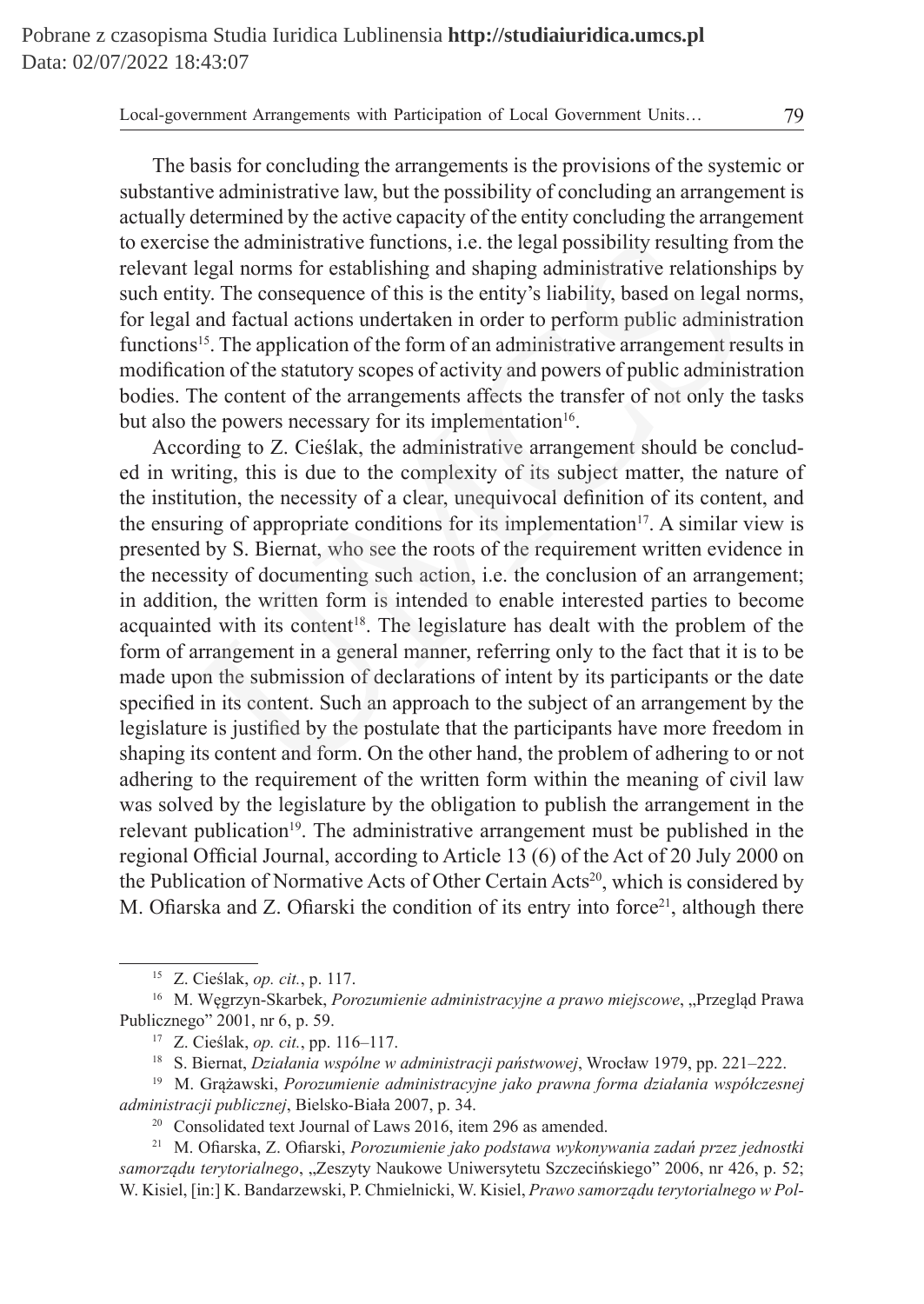The basis for concluding the arrangements is the provisions of the systemic or substantive administrative law, but the possibility of concluding an arrangement is actually determined by the active capacity of the entity concluding the arrangement to exercise the administrative functions, i.e. the legal possibility resulting from the relevant legal norms for establishing and shaping administrative relationships by such entity. The consequence of this is the entity's liability, based on legal norms, for legal and factual actions undertaken in order to perform public administration functions[15]. The application of the form of an administrative arrangement results in modification of the statutory scopes of activity and powers of public administration bodies. The content of the arrangements affects the transfer of not only the tasks but also the powers necessary for its implementation[16].

According to Z. Cieślak, the administrative arrangement should be concluded in writing, this is due to the complexity of its subject matter, the nature of the institution, the necessity of a clear, unequivocal definition of its content, and the ensuring of appropriate conditions for its implementation[17]. A similar view is presented by S. Biernat, who see the roots of the requirement written evidence in the necessity of documenting such action, i.e. the conclusion of an arrangement; in addition, the written form is intended to enable interested parties to become acquainted with its content[18]. The legislature has dealt with the problem of the form of arrangement in a general manner, referring only to the fact that it is to be made upon the submission of declarations of intent by its participants or the date specified in its content. Such an approach to the subject of an arrangement by the legislature is justified by the postulate that the participants have more freedom in shaping its content and form. On the other hand, the problem of adhering to or not adhering to the requirement of the written form within the meaning of civil law was solved by the legislature by the obligation to publish the arrangement in the relevant publication[19]. The administrative arrangement must be published in the regional Official Journal, according to Article 13 (6) of the Act of 20 July 2000 on the Publication of Normative Acts of Other Certain Acts[20], which is considered by M. Ofiarska and Z. Ofiarski the condition of its entry into force[21], although there

---

[15] Z. Cieślak, *op. cit.*, p. 117.

[16] M. Węgrzyn-Skarbek, *Porozumienie administracyjne a prawo miejscowe*, „Przegląd Prawa Publicznego" 2001, nr 6, p. 59.

[17] Z. Cieślak, *op. cit.*, pp. 116–117.

[18] S. Biernat, *Działania wspólne w administracji państwowej*, Wrocław 1979, pp. 221–222.

[19] M. Grążawski, *Porozumienie administracyjne jako prawna forma działania współczesnej administracji publicznej*, Bielsko-Biała 2007, p. 34.

[20] Consolidated text Journal of Laws 2016, item 296 as amended.

[21] M. Ofiarska, Z. Ofiarski, *Porozumienie jako podstawa wykonywania zadań przez jednostki samorządu terytorialnego*, „Zeszyty Naukowe Uniwersytetu Szczecińskiego" 2006, nr 426, p. 52; W. Kisiel, [in:] K. Bandarzewski, P. Chmielnicki, W. Kisiel, *Prawo samorządu terytorialnego w Pol-*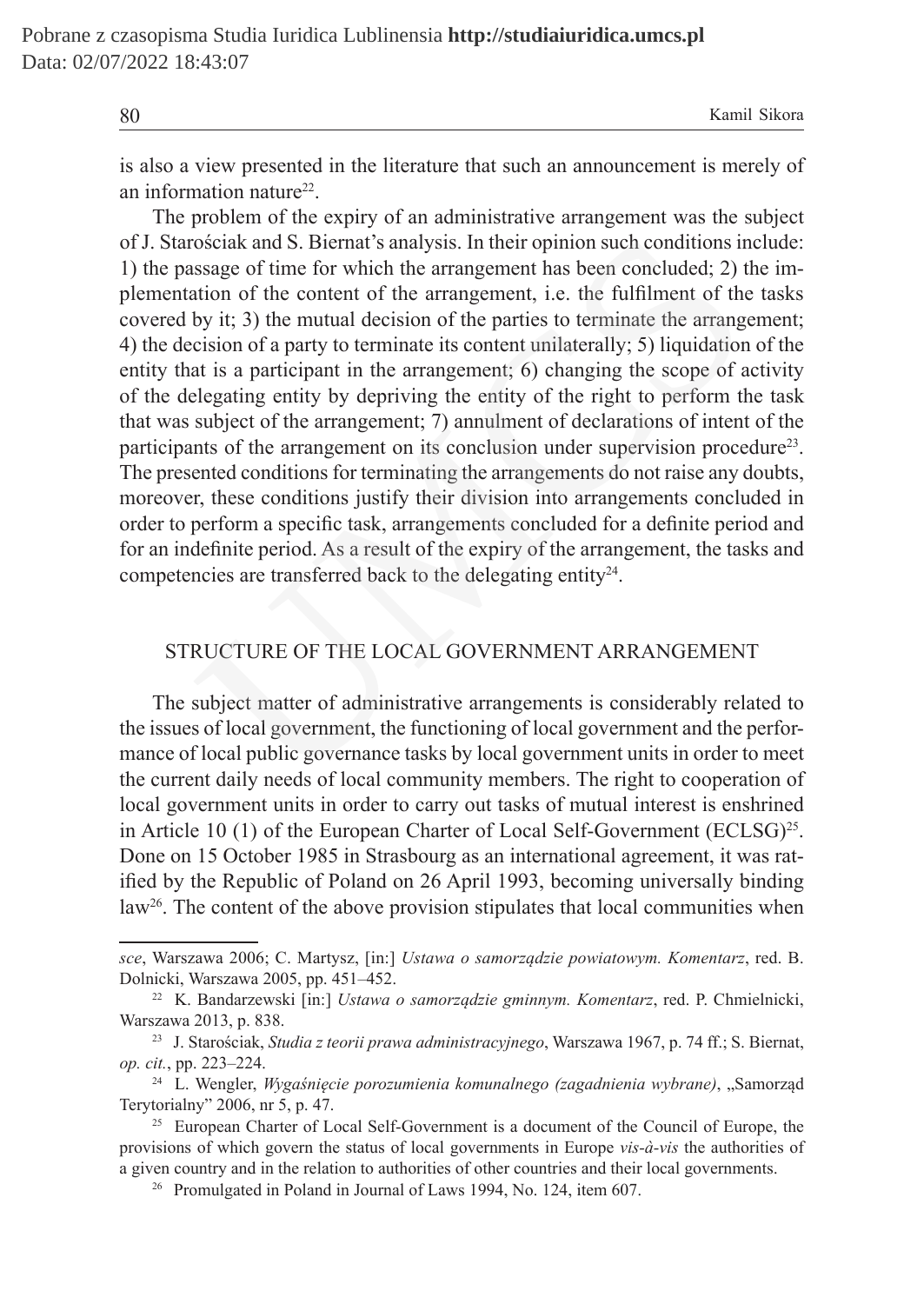is also a view presented in the literature that such an announcement is merely of an information nature[22].

The problem of the expiry of an administrative arrangement was the subject of J. Starościak and S. Biernat's analysis. In their opinion such conditions include: 1) the passage of time for which the arrangement has been concluded; 2) the implementation of the content of the arrangement, i.e. the fulfilment of the tasks covered by it; 3) the mutual decision of the parties to terminate the arrangement; 4) the decision of a party to terminate its content unilaterally; 5) liquidation of the entity that is a participant in the arrangement; 6) changing the scope of activity of the delegating entity by depriving the entity of the right to perform the task that was subject of the arrangement; 7) annulment of declarations of intent of the participants of the arrangement on its conclusion under supervision procedure[23]. The presented conditions for terminating the arrangements do not raise any doubts, moreover, these conditions justify their division into arrangements concluded in order to perform a specific task, arrangements concluded for a definite period and for an indefinite period. As a result of the expiry of the arrangement, the tasks and competencies are transferred back to the delegating entity[24].

## STRUCTURE OF THE LOCAL GOVERNMENT ARRANGEMENT

The subject matter of administrative arrangements is considerably related to the issues of local government, the functioning of local government and the performance of local public governance tasks by local government units in order to meet the current daily needs of local community members. The right to cooperation of local government units in order to carry out tasks of mutual interest is enshrined in Article 10 (1) of the European Charter of Local Self-Government (ECLSG)[25]. Done on 15 October 1985 in Strasbourg as an international agreement, it was ratified by the Republic of Poland on 26 April 1993, becoming universally binding law[26]. The content of the above provision stipulates that local communities when

---

*sce*, Warszawa 2006; C. Martysz, [in:] *Ustawa o samorządzie powiatowym. Komentarz*, red. B. Dolnicki, Warszawa 2005, pp. 451–452.

[22] K. Bandarzewski [in:] *Ustawa o samorządzie gminnym. Komentarz*, red. P. Chmielnicki, Warszawa 2013, p. 838.

[23] J. Starościak, *Studia z teorii prawa administracyjnego*, Warszawa 1967, p. 74 ff.; S. Biernat, *op. cit.*, pp. 223–224.

[24] L. Wengler, *Wygaśnięcie porozumienia komunalnego (zagadnienia wybrane)*, „Samorząd Terytorialny" 2006, nr 5, p. 47.

[25] European Charter of Local Self-Government is a document of the Council of Europe, the provisions of which govern the status of local governments in Europe *vis-à-vis* the authorities of a given country and in the relation to authorities of other countries and their local governments.

[26] Promulgated in Poland in Journal of Laws 1994, No. 124, item 607.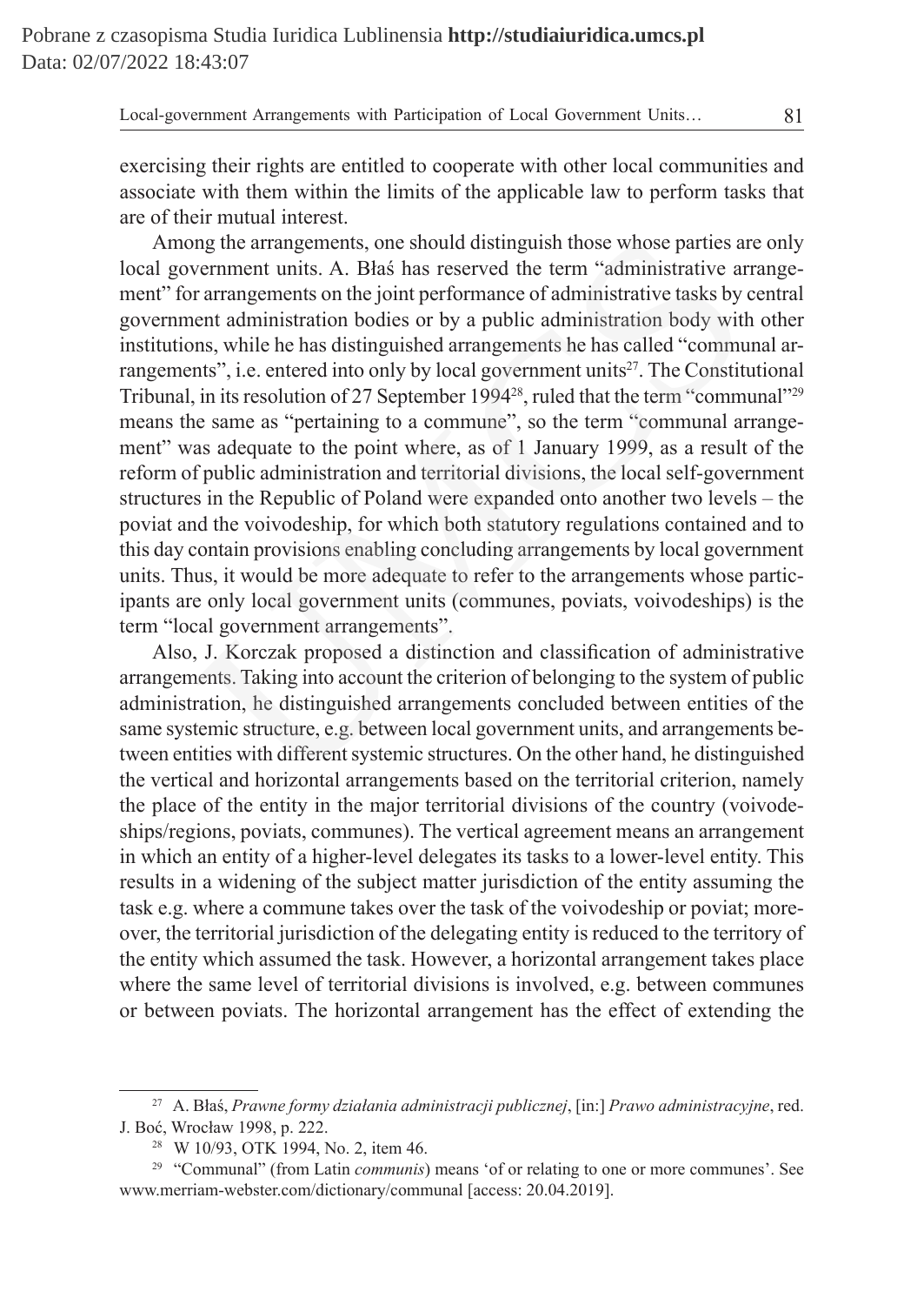exercising their rights are entitled to cooperate with other local communities and associate with them within the limits of the applicable law to perform tasks that are of their mutual interest.

Among the arrangements, one should distinguish those whose parties are only local government units. A. Błaś has reserved the term "administrative arrangement" for arrangements on the joint performance of administrative tasks by central government administration bodies or by a public administration body with other institutions, while he has distinguished arrangements he has called "communal arrangements", i.e. entered into only by local government units[27]. The Constitutional Tribunal, in its resolution of 27 September 1994[28], ruled that the term "communal"[29] means the same as "pertaining to a commune", so the term "communal arrangement" was adequate to the point where, as of 1 January 1999, as a result of the reform of public administration and territorial divisions, the local self-government structures in the Republic of Poland were expanded onto another two levels – the poviat and the voivodeship, for which both statutory regulations contained and to this day contain provisions enabling concluding arrangements by local government units. Thus, it would be more adequate to refer to the arrangements whose participants are only local government units (communes, poviats, voivodeships) is the term "local government arrangements".

Also, J. Korczak proposed a distinction and classification of administrative arrangements. Taking into account the criterion of belonging to the system of public administration, he distinguished arrangements concluded between entities of the same systemic structure, e.g. between local government units, and arrangements between entities with different systemic structures. On the other hand, he distinguished the vertical and horizontal arrangements based on the territorial criterion, namely the place of the entity in the major territorial divisions of the country (voivodeships/regions, poviats, communes). The vertical agreement means an arrangement in which an entity of a higher-level delegates its tasks to a lower-level entity. This results in a widening of the subject matter jurisdiction of the entity assuming the task e.g. where a commune takes over the task of the voivodeship or poviat; moreover, the territorial jurisdiction of the delegating entity is reduced to the territory of the entity which assumed the task. However, a horizontal arrangement takes place where the same level of territorial divisions is involved, e.g. between communes or between poviats. The horizontal arrangement has the effect of extending the

---

[27] A. Błaś, *Prawne formy działania administracji publicznej*, [in:] *Prawo administracyjne*, red. J. Boć, Wrocław 1998, p. 222.

[28] W 10/93, OTK 1994, No. 2, item 46.

[29] "Communal" (from Latin *communis*) means 'of or relating to one or more communes'. See www.merriam-webster.com/dictionary/communal [access: 20.04.2019].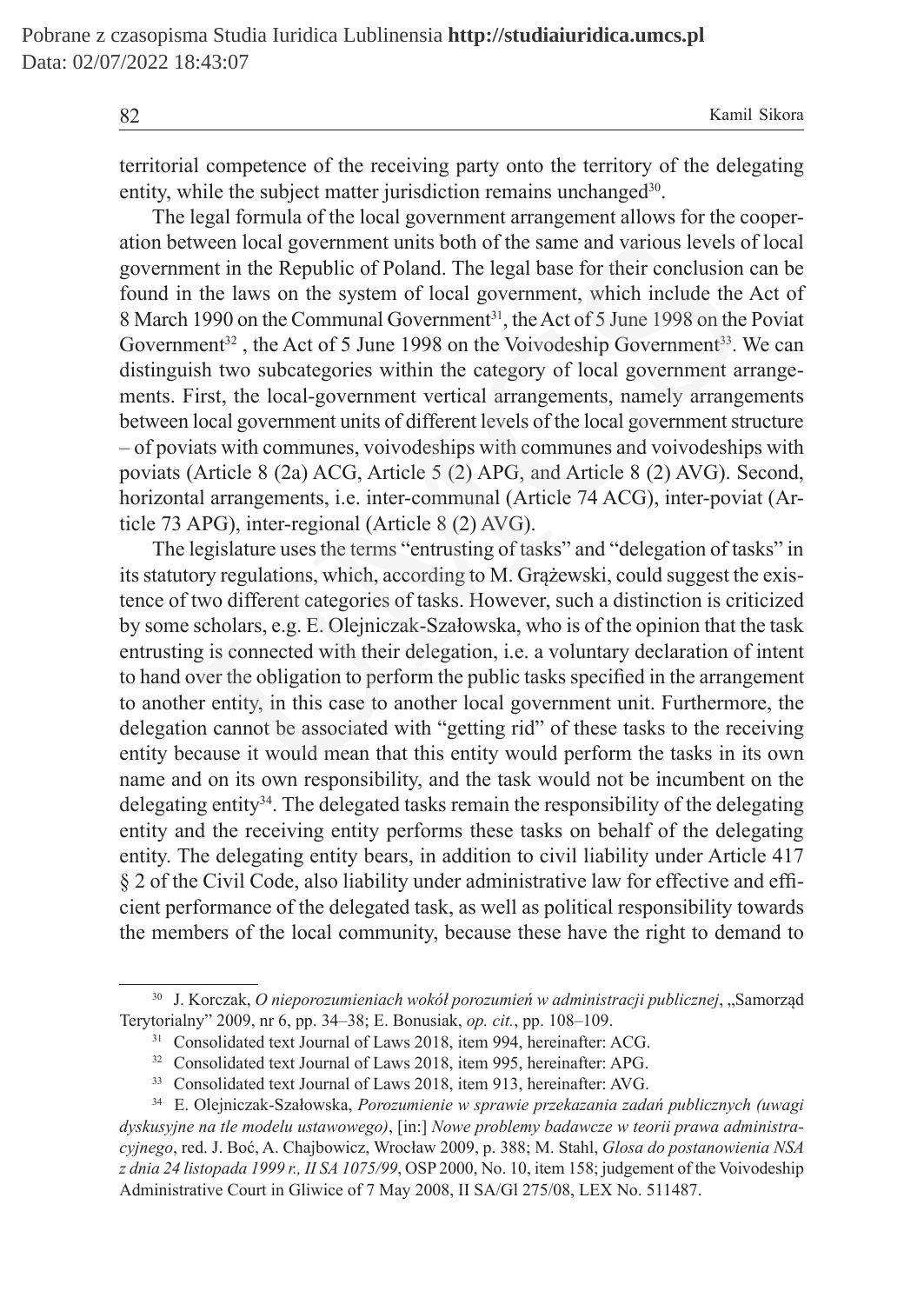territorial competence of the receiving party onto the territory of the delegating entity, while the subject matter jurisdiction remains unchanged[30].

The legal formula of the local government arrangement allows for the cooperation between local government units both of the same and various levels of local government in the Republic of Poland. The legal base for their conclusion can be found in the laws on the system of local government, which include the Act of 8 March 1990 on the Communal Government[31], the Act of 5 June 1998 on the Poviat Government[32] , the Act of 5 June 1998 on the Voivodeship Government[33]. We can distinguish two subcategories within the category of local government arrangements. First, the local-government vertical arrangements, namely arrangements between local government units of different levels of the local government structure – of poviats with communes, voivodeships with communes and voivodeships with poviats (Article 8 (2a) ACG, Article 5 (2) APG, and Article 8 (2) AVG). Second, horizontal arrangements, i.e. inter-communal (Article 74 ACG), inter-poviat (Article 73 APG), inter-regional (Article 8 (2) AVG).

The legislature uses the terms "entrusting of tasks" and "delegation of tasks" in its statutory regulations, which, according to M. Grążewski, could suggest the existence of two different categories of tasks. However, such a distinction is criticized by some scholars, e.g. E. Olejniczak-Szałowska, who is of the opinion that the task entrusting is connected with their delegation, i.e. a voluntary declaration of intent to hand over the obligation to perform the public tasks specified in the arrangement to another entity, in this case to another local government unit. Furthermore, the delegation cannot be associated with "getting rid" of these tasks to the receiving entity because it would mean that this entity would perform the tasks in its own name and on its own responsibility, and the task would not be incumbent on the delegating entity[34]. The delegated tasks remain the responsibility of the delegating entity and the receiving entity performs these tasks on behalf of the delegating entity. The delegating entity bears, in addition to civil liability under Article 417 § 2 of the Civil Code, also liability under administrative law for effective and efficient performance of the delegated task, as well as political responsibility towards the members of the local community, because these have the right to demand to

---

[30] J. Korczak, *O nieporozumieniach wokół porozumień w administracji publicznej*, „Samorząd Terytorialny" 2009, nr 6, pp. 34–38; E. Bonusiak, *op. cit.*, pp. 108–109.

[31] Consolidated text Journal of Laws 2018, item 994, hereinafter: ACG.

[32] Consolidated text Journal of Laws 2018, item 995, hereinafter: APG.

[33] Consolidated text Journal of Laws 2018, item 913, hereinafter: AVG.

[34] E. Olejniczak-Szałowska, *Porozumienie w sprawie przekazania zadań publicznych (uwagi dyskusyjne na tle modelu ustawowego)*, [in:] *Nowe problemy badawcze w teorii prawa administracyjnego*, red. J. Boć, A. Chajbowicz, Wrocław 2009, p. 388; M. Stahl, *Glosa do postanowienia NSA z dnia 24 listopada 1999 r., II SA 1075/99*, OSP 2000, No. 10, item 158; judgement of the Voivodeship Administrative Court in Gliwice of 7 May 2008, II SA/Gl 275/08, LEX No. 511487.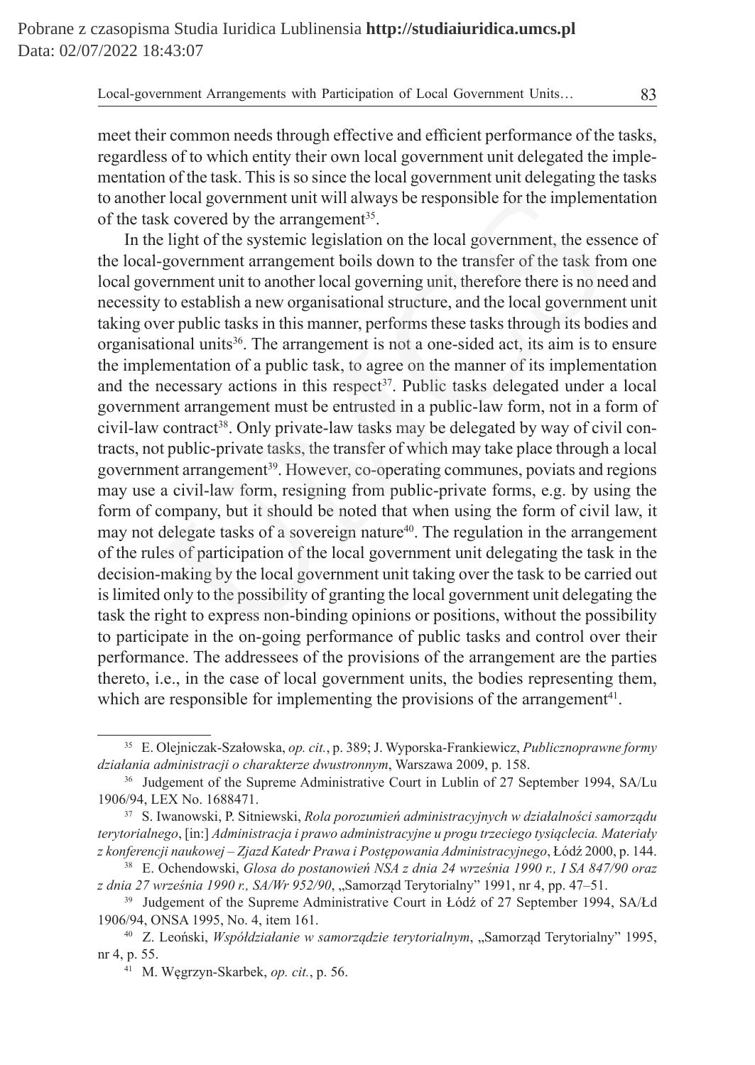meet their common needs through effective and efficient performance of the tasks, regardless of to which entity their own local government unit delegated the implementation of the task. This is so since the local government unit delegating the tasks to another local government unit will always be responsible for the implementation of the task covered by the arrangement[35].

In the light of the systemic legislation on the local government, the essence of the local-government arrangement boils down to the transfer of the task from one local government unit to another local governing unit, therefore there is no need and necessity to establish a new organisational structure, and the local government unit taking over public tasks in this manner, performs these tasks through its bodies and organisational units[36]. The arrangement is not a one-sided act, its aim is to ensure the implementation of a public task, to agree on the manner of its implementation and the necessary actions in this respect[37]. Public tasks delegated under a local government arrangement must be entrusted in a public-law form, not in a form of civil-law contract[38]. Only private-law tasks may be delegated by way of civil contracts, not public-private tasks, the transfer of which may take place through a local government arrangement[39]. However, co-operating communes, poviats and regions may use a civil-law form, resigning from public-private forms, e.g. by using the form of company, but it should be noted that when using the form of civil law, it may not delegate tasks of a sovereign nature[40]. The regulation in the arrangement of the rules of participation of the local government unit delegating the task in the decision-making by the local government unit taking over the task to be carried out is limited only to the possibility of granting the local government unit delegating the task the right to express non-binding opinions or positions, without the possibility to participate in the on-going performance of public tasks and control over their performance. The addressees of the provisions of the arrangement are the parties thereto, i.e., in the case of local government units, the bodies representing them, which are responsible for implementing the provisions of the arrangement[41].

---

[35] E. Olejniczak-Szałowska, *op. cit.*, p. 389; J. Wyporska-Frankiewicz, *Publicznoprawne formy działania administracji o charakterze dwustronnym*, Warszawa 2009, p. 158.

[36] Judgement of the Supreme Administrative Court in Lublin of 27 September 1994, SA/Lu 1906/94, LEX No. 1688471.

[37] S. Iwanowski, P. Sitniewski, *Rola porozumień administracyjnych w działalności samorządu terytorialnego*, [in:] *Administracja i prawo administracyjne u progu trzeciego tysiąclecia. Materiały z konferencji naukowej – Zjazd Katedr Prawa i Postępowania Administracyjnego*, Łódź 2000, p. 144.

[38] E. Ochendowski, *Glosa do postanowień NSA z dnia 24 września 1990 r., I SA 847/90 oraz z dnia 27 września 1990 r., SA/Wr 952/90*, „Samorząd Terytorialny" 1991, nr 4, pp. 47–51.

[39] Judgement of the Supreme Administrative Court in Łódź of 27 September 1994, SA/Łd 1906/94, ONSA 1995, No. 4, item 161.

[40] Z. Leoński, *Współdziałanie w samorządzie terytorialnym*, „Samorząd Terytorialny" 1995, nr 4, p. 55.

[41] M. Węgrzyn-Skarbek, *op. cit.*, p. 56.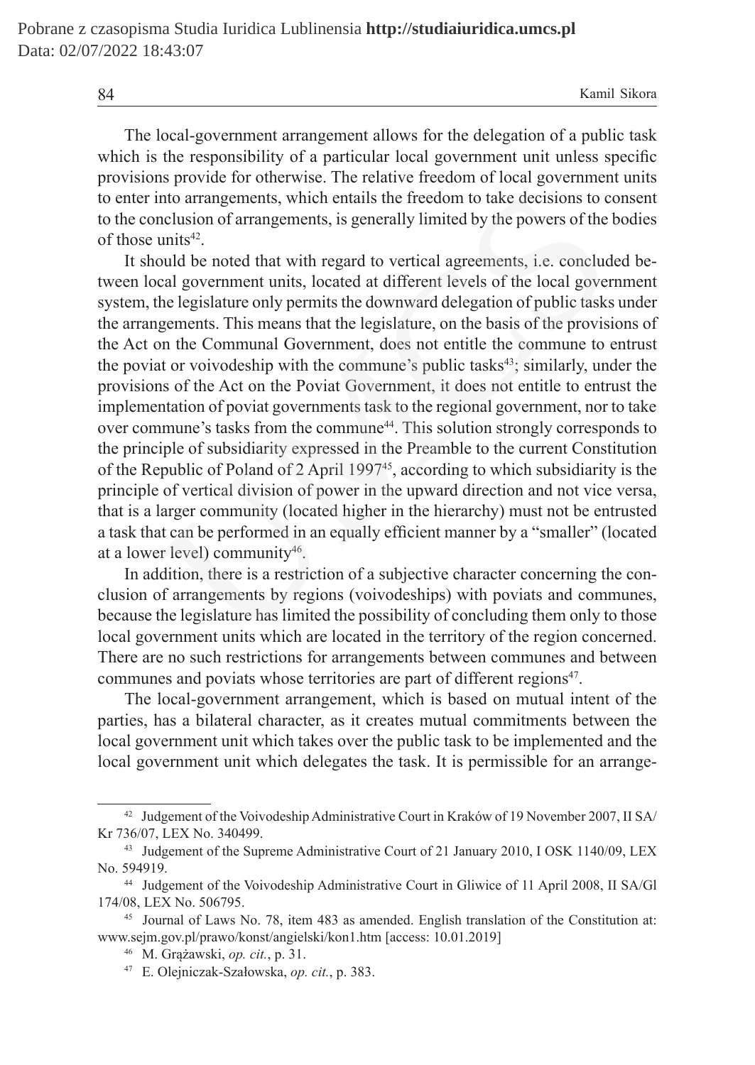The local-government arrangement allows for the delegation of a public task which is the responsibility of a particular local government unit unless specific provisions provide for otherwise. The relative freedom of local government units to enter into arrangements, which entails the freedom to take decisions to consent to the conclusion of arrangements, is generally limited by the powers of the bodies of those units[42].

It should be noted that with regard to vertical agreements, i.e. concluded between local government units, located at different levels of the local government system, the legislature only permits the downward delegation of public tasks under the arrangements. This means that the legislature, on the basis of the provisions of the Act on the Communal Government, does not entitle the commune to entrust the poviat or voivodeship with the commune's public tasks[43]; similarly, under the provisions of the Act on the Poviat Government, it does not entitle to entrust the implementation of poviat governments task to the regional government, nor to take over commune's tasks from the commune[44]. This solution strongly corresponds to the principle of subsidiarity expressed in the Preamble to the current Constitution of the Republic of Poland of 2 April 1997[45], according to which subsidiarity is the principle of vertical division of power in the upward direction and not vice versa, that is a larger community (located higher in the hierarchy) must not be entrusted a task that can be performed in an equally efficient manner by a "smaller" (located at a lower level) community[46].

In addition, there is a restriction of a subjective character concerning the conclusion of arrangements by regions (voivodeships) with poviats and communes, because the legislature has limited the possibility of concluding them only to those local government units which are located in the territory of the region concerned. There are no such restrictions for arrangements between communes and between communes and poviats whose territories are part of different regions[47].

The local-government arrangement, which is based on mutual intent of the parties, has a bilateral character, as it creates mutual commitments between the local government unit which takes over the public task to be implemented and the local government unit which delegates the task. It is permissible for an arrange-

---

[42] Judgement of the Voivodeship Administrative Court in Kraków of 19 November 2007, II SA/Kr 736/07, LEX No. 340499.

[43] Judgement of the Supreme Administrative Court of 21 January 2010, I OSK 1140/09, LEX No. 594919.

[44] Judgement of the Voivodeship Administrative Court in Gliwice of 11 April 2008, II SA/Gl 174/08, LEX No. 506795.

[45] Journal of Laws No. 78, item 483 as amended. English translation of the Constitution at: www.sejm.gov.pl/prawo/konst/angielski/kon1.htm [access: 10.01.2019]

[46] M. Grążawski, *op. cit.*, p. 31.

[47] E. Olejniczak-Szałowska, *op. cit.*, p. 383.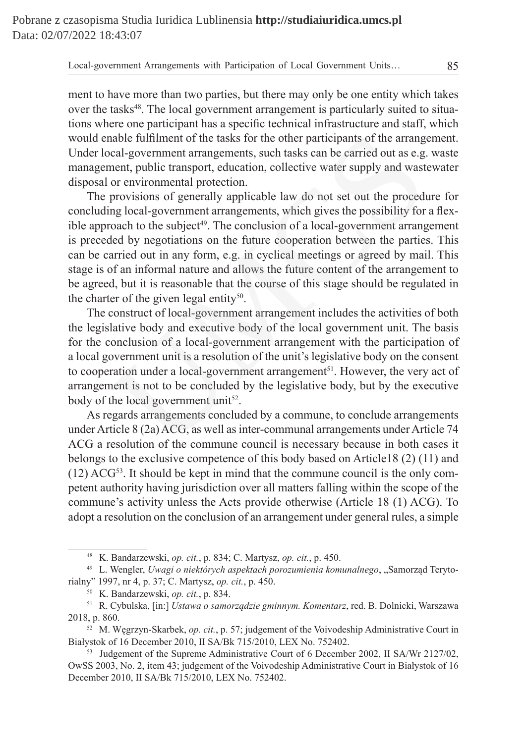ment to have more than two parties, but there may only be one entity which takes over the tasks[48]. The local government arrangement is particularly suited to situations where one participant has a specific technical infrastructure and staff, which would enable fulfilment of the tasks for the other participants of the arrangement. Under local-government arrangements, such tasks can be carried out as e.g. waste management, public transport, education, collective water supply and wastewater disposal or environmental protection.

The provisions of generally applicable law do not set out the procedure for concluding local-government arrangements, which gives the possibility for a flexible approach to the subject[49]. The conclusion of a local-government arrangement is preceded by negotiations on the future cooperation between the parties. This can be carried out in any form, e.g. in cyclical meetings or agreed by mail. This stage is of an informal nature and allows the future content of the arrangement to be agreed, but it is reasonable that the course of this stage should be regulated in the charter of the given legal entity[50].

The construct of local-government arrangement includes the activities of both the legislative body and executive body of the local government unit. The basis for the conclusion of a local-government arrangement with the participation of a local government unit is a resolution of the unit's legislative body on the consent to cooperation under a local-government arrangement[51]. However, the very act of arrangement is not to be concluded by the legislative body, but by the executive body of the local government unit[52].

As regards arrangements concluded by a commune, to conclude arrangements under Article 8 (2a) ACG, as well as inter-communal arrangements under Article 74 ACG a resolution of the commune council is necessary because in both cases it belongs to the exclusive competence of this body based on Article18 (2) (11) and (12) ACG[53]. It should be kept in mind that the commune council is the only competent authority having jurisdiction over all matters falling within the scope of the commune's activity unless the Acts provide otherwise (Article 18 (1) ACG). To adopt a resolution on the conclusion of an arrangement under general rules, a simple

---

[48] K. Bandarzewski, *op. cit.*, p. 834; C. Martysz, *op. cit.*, p. 450.

[49] L. Wengler, *Uwagi o niektórych aspektach porozumienia komunalnego*, „Samorząd Terytorialny" 1997, nr 4, p. 37; C. Martysz, *op. cit.*, p. 450.

[50] K. Bandarzewski, *op. cit.*, p. 834.

[51] R. Cybulska, [in:] *Ustawa o samorządzie gminnym. Komentarz*, red. B. Dolnicki, Warszawa 2018, p. 860.

[52] M. Węgrzyn-Skarbek, *op. cit.*, p. 57; judgement of the Voivodeship Administrative Court in Białystok of 16 December 2010, II SA/Bk 715/2010, LEX No. 752402.

[53] Judgement of the Supreme Administrative Court of 6 December 2002, II SA/Wr 2127/02, OwSS 2003, No. 2, item 43; judgement of the Voivodeship Administrative Court in Białystok of 16 December 2010, II SA/Bk 715/2010, LEX No. 752402.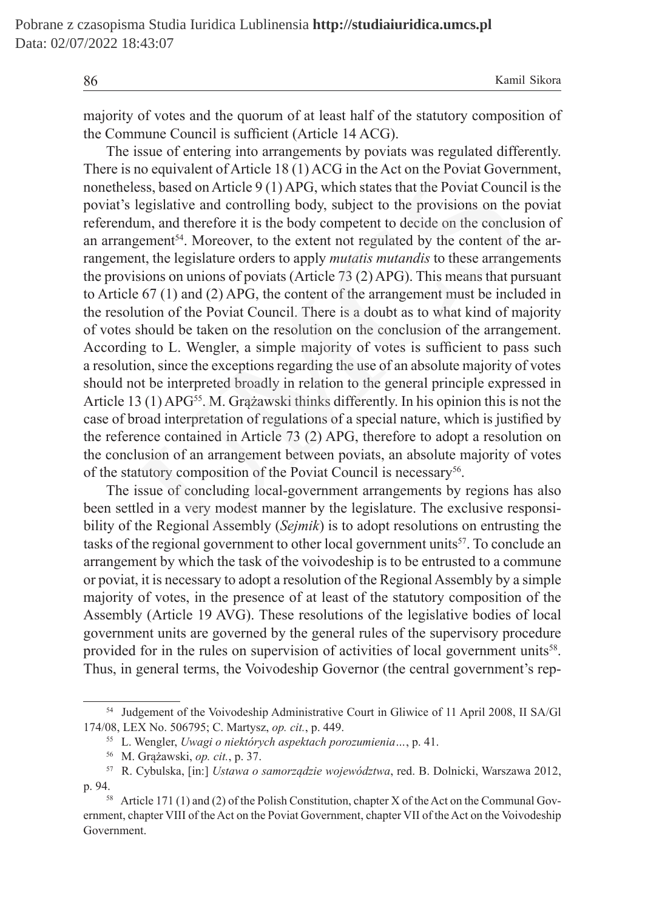majority of votes and the quorum of at least half of the statutory composition of the Commune Council is sufficient (Article 14 ACG).

The issue of entering into arrangements by poviats was regulated differently. There is no equivalent of Article 18 (1) ACG in the Act on the Poviat Government, nonetheless, based on Article 9 (1) APG, which states that the Poviat Council is the poviat's legislative and controlling body, subject to the provisions on the poviat referendum, and therefore it is the body competent to decide on the conclusion of an arrangement[54]. Moreover, to the extent not regulated by the content of the arrangement, the legislature orders to apply *mutatis mutandis* to these arrangements the provisions on unions of poviats (Article 73 (2) APG). This means that pursuant to Article 67 (1) and (2) APG, the content of the arrangement must be included in the resolution of the Poviat Council. There is a doubt as to what kind of majority of votes should be taken on the resolution on the conclusion of the arrangement. According to L. Wengler, a simple majority of votes is sufficient to pass such a resolution, since the exceptions regarding the use of an absolute majority of votes should not be interpreted broadly in relation to the general principle expressed in Article 13 (1) APG[55]. M. Grążawski thinks differently. In his opinion this is not the case of broad interpretation of regulations of a special nature, which is justified by the reference contained in Article 73 (2) APG, therefore to adopt a resolution on the conclusion of an arrangement between poviats, an absolute majority of votes of the statutory composition of the Poviat Council is necessary[56].

The issue of concluding local-government arrangements by regions has also been settled in a very modest manner by the legislature. The exclusive responsibility of the Regional Assembly (*Sejmik*) is to adopt resolutions on entrusting the tasks of the regional government to other local government units[57]. To conclude an arrangement by which the task of the voivodeship is to be entrusted to a commune or poviat, it is necessary to adopt a resolution of the Regional Assembly by a simple majority of votes, in the presence of at least of the statutory composition of the Assembly (Article 19 AVG). These resolutions of the legislative bodies of local government units are governed by the general rules of the supervisory procedure provided for in the rules on supervision of activities of local government units[58]. Thus, in general terms, the Voivodeship Governor (the central government's rep-

---

[54] Judgement of the Voivodeship Administrative Court in Gliwice of 11 April 2008, II SA/Gl 174/08, LEX No. 506795; C. Martysz, *op. cit.*, p. 449.

[55] L. Wengler, *Uwagi o niektórych aspektach porozumienia…*, p. 41.

[56] M. Grążawski, *op. cit.*, p. 37.

[57] R. Cybulska, [in:] *Ustawa o samorządzie województwa*, red. B. Dolnicki, Warszawa 2012, p. 94.

[58] Article 171 (1) and (2) of the Polish Constitution, chapter X of the Act on the Communal Government, chapter VIII of the Act on the Poviat Government, chapter VII of the Act on the Voivodeship Government.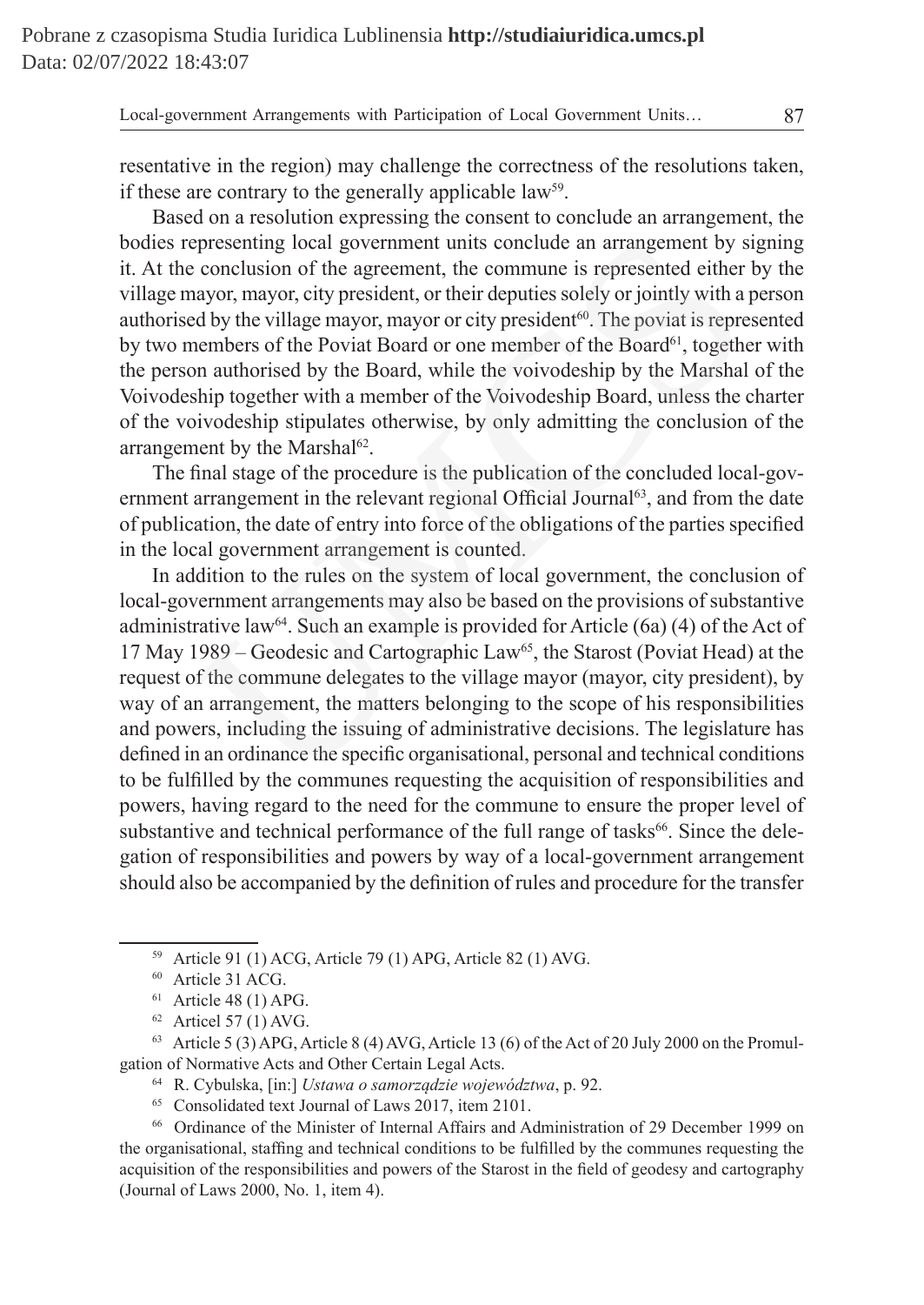resentative in the region) may challenge the correctness of the resolutions taken, if these are contrary to the generally applicable law[59].

Based on a resolution expressing the consent to conclude an arrangement, the bodies representing local government units conclude an arrangement by signing it. At the conclusion of the agreement, the commune is represented either by the village mayor, mayor, city president, or their deputies solely or jointly with a person authorised by the village mayor, mayor or city president[60]. The poviat is represented by two members of the Poviat Board or one member of the Board[61], together with the person authorised by the Board, while the voivodeship by the Marshal of the Voivodeship together with a member of the Voivodeship Board, unless the charter of the voivodeship stipulates otherwise, by only admitting the conclusion of the arrangement by the Marshal[62].

The final stage of the procedure is the publication of the concluded local-government arrangement in the relevant regional Official Journal[63], and from the date of publication, the date of entry into force of the obligations of the parties specified in the local government arrangement is counted.

In addition to the rules on the system of local government, the conclusion of local-government arrangements may also be based on the provisions of substantive administrative law[64]. Such an example is provided for Article (6a) (4) of the Act of 17 May 1989 – Geodesic and Cartographic Law[65], the Starost (Poviat Head) at the request of the commune delegates to the village mayor (mayor, city president), by way of an arrangement, the matters belonging to the scope of his responsibilities and powers, including the issuing of administrative decisions. The legislature has defined in an ordinance the specific organisational, personal and technical conditions to be fulfilled by the communes requesting the acquisition of responsibilities and powers, having regard to the need for the commune to ensure the proper level of substantive and technical performance of the full range of tasks[66]. Since the delegation of responsibilities and powers by way of a local-government arrangement should also be accompanied by the definition of rules and procedure for the transfer

---

[59] Article 91 (1) ACG, Article 79 (1) APG, Article 82 (1) AVG.

[60] Article 31 ACG.

[61] Article 48 (1) APG.

[62] Articel 57 (1) AVG.

[63] Article 5 (3) APG, Article 8 (4) AVG, Article 13 (6) of the Act of 20 July 2000 on the Promulgation of Normative Acts and Other Certain Legal Acts.

[64] R. Cybulska, [in:] *Ustawa o samorządzie województwa*, p. 92.

[65] Consolidated text Journal of Laws 2017, item 2101.

[66] Ordinance of the Minister of Internal Affairs and Administration of 29 December 1999 on the organisational, staffing and technical conditions to be fulfilled by the communes requesting the acquisition of the responsibilities and powers of the Starost in the field of geodesy and cartography (Journal of Laws 2000, No. 1, item 4).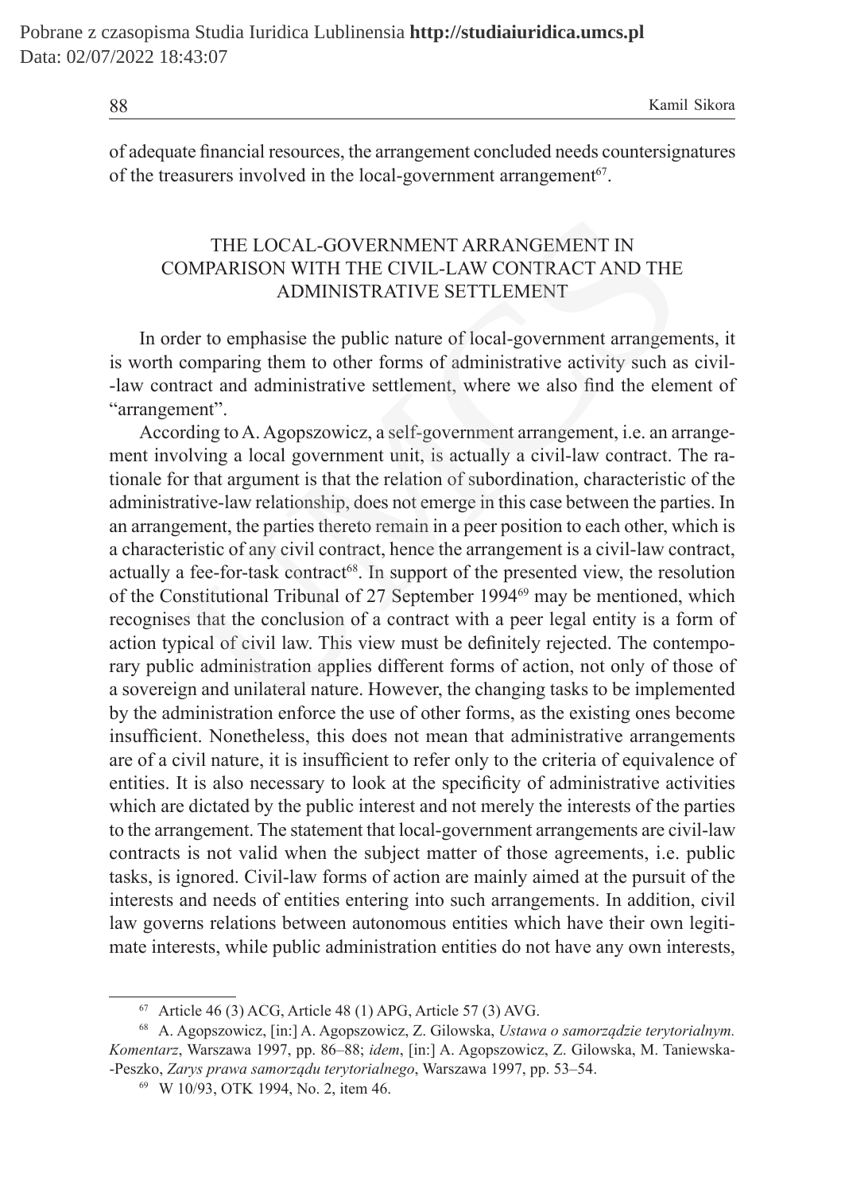of adequate financial resources, the arrangement concluded needs countersignatures of the treasurers involved in the local-government arrangement[67].

## THE LOCAL-GOVERNMENT ARRANGEMENT IN COMPARISON WITH THE CIVIL-LAW CONTRACT AND THE ADMINISTRATIVE SETTLEMENT

In order to emphasise the public nature of local-government arrangements, it is worth comparing them to other forms of administrative activity such as civil-law contract and administrative settlement, where we also find the element of "arrangement".

According to A. Agopszowicz, a self-government arrangement, i.e. an arrangement involving a local government unit, is actually a civil-law contract. The rationale for that argument is that the relation of subordination, characteristic of the administrative-law relationship, does not emerge in this case between the parties. In an arrangement, the parties thereto remain in a peer position to each other, which is a characteristic of any civil contract, hence the arrangement is a civil-law contract, actually a fee-for-task contract[68]. In support of the presented view, the resolution of the Constitutional Tribunal of 27 September 1994[69] may be mentioned, which recognises that the conclusion of a contract with a peer legal entity is a form of action typical of civil law. This view must be definitely rejected. The contemporary public administration applies different forms of action, not only of those of a sovereign and unilateral nature. However, the changing tasks to be implemented by the administration enforce the use of other forms, as the existing ones become insufficient. Nonetheless, this does not mean that administrative arrangements are of a civil nature, it is insufficient to refer only to the criteria of equivalence of entities. It is also necessary to look at the specificity of administrative activities which are dictated by the public interest and not merely the interests of the parties to the arrangement. The statement that local-government arrangements are civil-law contracts is not valid when the subject matter of those agreements, i.e. public tasks, is ignored. Civil-law forms of action are mainly aimed at the pursuit of the interests and needs of entities entering into such arrangements. In addition, civil law governs relations between autonomous entities which have their own legitimate interests, while public administration entities do not have any own interests,

---

[67] Article 46 (3) ACG, Article 48 (1) APG, Article 57 (3) AVG.

[68] A. Agopszowicz, [in:] A. Agopszowicz, Z. Gilowska, *Ustawa o samorządzie terytorialnym. Komentarz*, Warszawa 1997, pp. 86–88; *idem*, [in:] A. Agopszowicz, Z. Gilowska, M. Taniewska-Peszko, *Zarys prawa samorządu terytorialnego*, Warszawa 1997, pp. 53–54.

[69] W 10/93, OTK 1994, No. 2, item 46.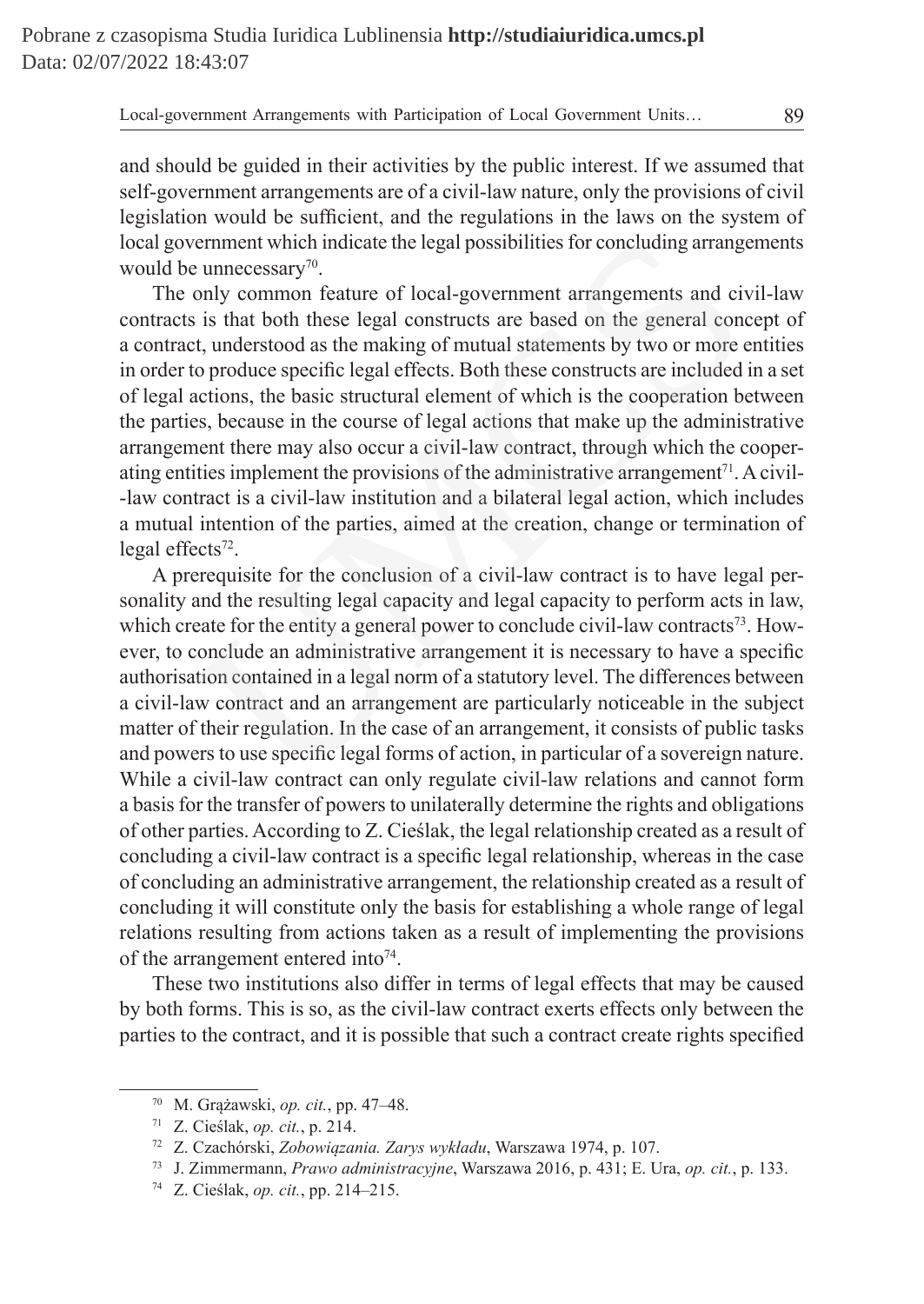and should be guided in their activities by the public interest. If we assumed that self-government arrangements are of a civil-law nature, only the provisions of civil legislation would be sufficient, and the regulations in the laws on the system of local government which indicate the legal possibilities for concluding arrangements would be unnecessary[70].

The only common feature of local-government arrangements and civil-law contracts is that both these legal constructs are based on the general concept of a contract, understood as the making of mutual statements by two or more entities in order to produce specific legal effects. Both these constructs are included in a set of legal actions, the basic structural element of which is the cooperation between the parties, because in the course of legal actions that make up the administrative arrangement there may also occur a civil-law contract, through which the cooperating entities implement the provisions of the administrative arrangement[71]. A civil-law contract is a civil-law institution and a bilateral legal action, which includes a mutual intention of the parties, aimed at the creation, change or termination of legal effects[72].

A prerequisite for the conclusion of a civil-law contract is to have legal personality and the resulting legal capacity and legal capacity to perform acts in law, which create for the entity a general power to conclude civil-law contracts[73]. However, to conclude an administrative arrangement it is necessary to have a specific authorisation contained in a legal norm of a statutory level. The differences between a civil-law contract and an arrangement are particularly noticeable in the subject matter of their regulation. In the case of an arrangement, it consists of public tasks and powers to use specific legal forms of action, in particular of a sovereign nature. While a civil-law contract can only regulate civil-law relations and cannot form a basis for the transfer of powers to unilaterally determine the rights and obligations of other parties. According to Z. Cieślak, the legal relationship created as a result of concluding a civil-law contract is a specific legal relationship, whereas in the case of concluding an administrative arrangement, the relationship created as a result of concluding it will constitute only the basis for establishing a whole range of legal relations resulting from actions taken as a result of implementing the provisions of the arrangement entered into[74].

These two institutions also differ in terms of legal effects that may be caused by both forms. This is so, as the civil-law contract exerts effects only between the parties to the contract, and it is possible that such a contract create rights specified

---

[70] M. Grążawski, *op. cit.*, pp. 47–48.

[71] Z. Cieślak, *op. cit.*, p. 214.

[72] Z. Czachórski, *Zobowiązania. Zarys wykładu*, Warszawa 1974, p. 107.

[73] J. Zimmermann, *Prawo administracyjne*, Warszawa 2016, p. 431; E. Ura, *op. cit.*, p. 133.

[74] Z. Cieślak, *op. cit.*, pp. 214–215.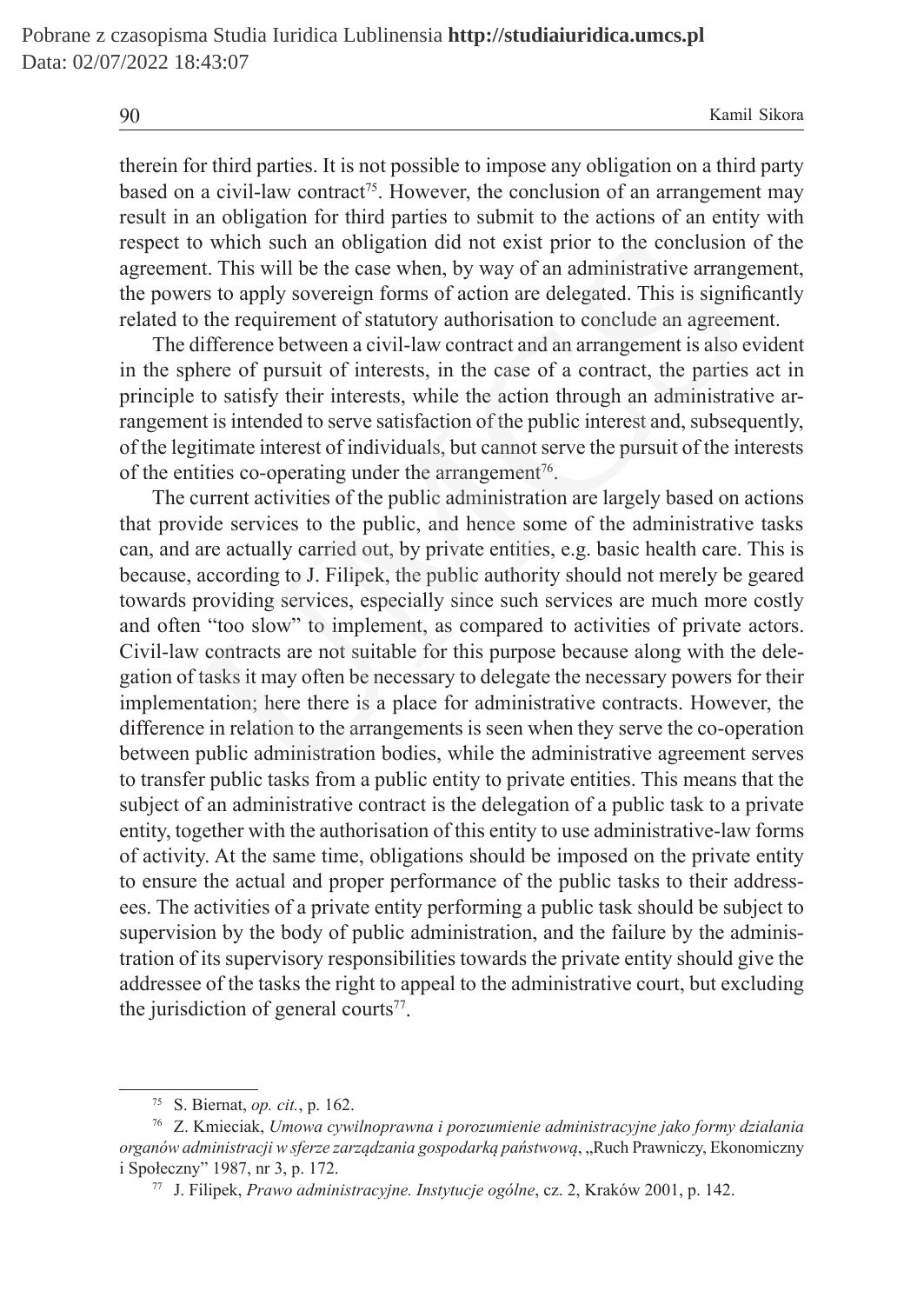therein for third parties. It is not possible to impose any obligation on a third party based on a civil-law contract[75]. However, the conclusion of an arrangement may result in an obligation for third parties to submit to the actions of an entity with respect to which such an obligation did not exist prior to the conclusion of the agreement. This will be the case when, by way of an administrative arrangement, the powers to apply sovereign forms of action are delegated. This is significantly related to the requirement of statutory authorisation to conclude an agreement.

The difference between a civil-law contract and an arrangement is also evident in the sphere of pursuit of interests, in the case of a contract, the parties act in principle to satisfy their interests, while the action through an administrative arrangement is intended to serve satisfaction of the public interest and, subsequently, of the legitimate interest of individuals, but cannot serve the pursuit of the interests of the entities co-operating under the arrangement[76].

The current activities of the public administration are largely based on actions that provide services to the public, and hence some of the administrative tasks can, and are actually carried out, by private entities, e.g. basic health care. This is because, according to J. Filipek, the public authority should not merely be geared towards providing services, especially since such services are much more costly and often "too slow" to implement, as compared to activities of private actors. Civil-law contracts are not suitable for this purpose because along with the delegation of tasks it may often be necessary to delegate the necessary powers for their implementation; here there is a place for administrative contracts. However, the difference in relation to the arrangements is seen when they serve the co-operation between public administration bodies, while the administrative agreement serves to transfer public tasks from a public entity to private entities. This means that the subject of an administrative contract is the delegation of a public task to a private entity, together with the authorisation of this entity to use administrative-law forms of activity. At the same time, obligations should be imposed on the private entity to ensure the actual and proper performance of the public tasks to their addressees. The activities of a private entity performing a public task should be subject to supervision by the body of public administration, and the failure by the administration of its supervisory responsibilities towards the private entity should give the addressee of the tasks the right to appeal to the administrative court, but excluding the jurisdiction of general courts[77].

---

[75] S. Biernat, *op. cit.*, p. 162.

[76] Z. Kmieciak, *Umowa cywilnoprawna i porozumienie administracyjne jako formy działania organów administracji w sferze zarządzania gospodarką państwową*, „Ruch Prawniczy, Ekonomiczny i Społeczny" 1987, nr 3, p. 172.

[77] J. Filipek, *Prawo administracyjne. Instytucje ogólne*, cz. 2, Kraków 2001, p. 142.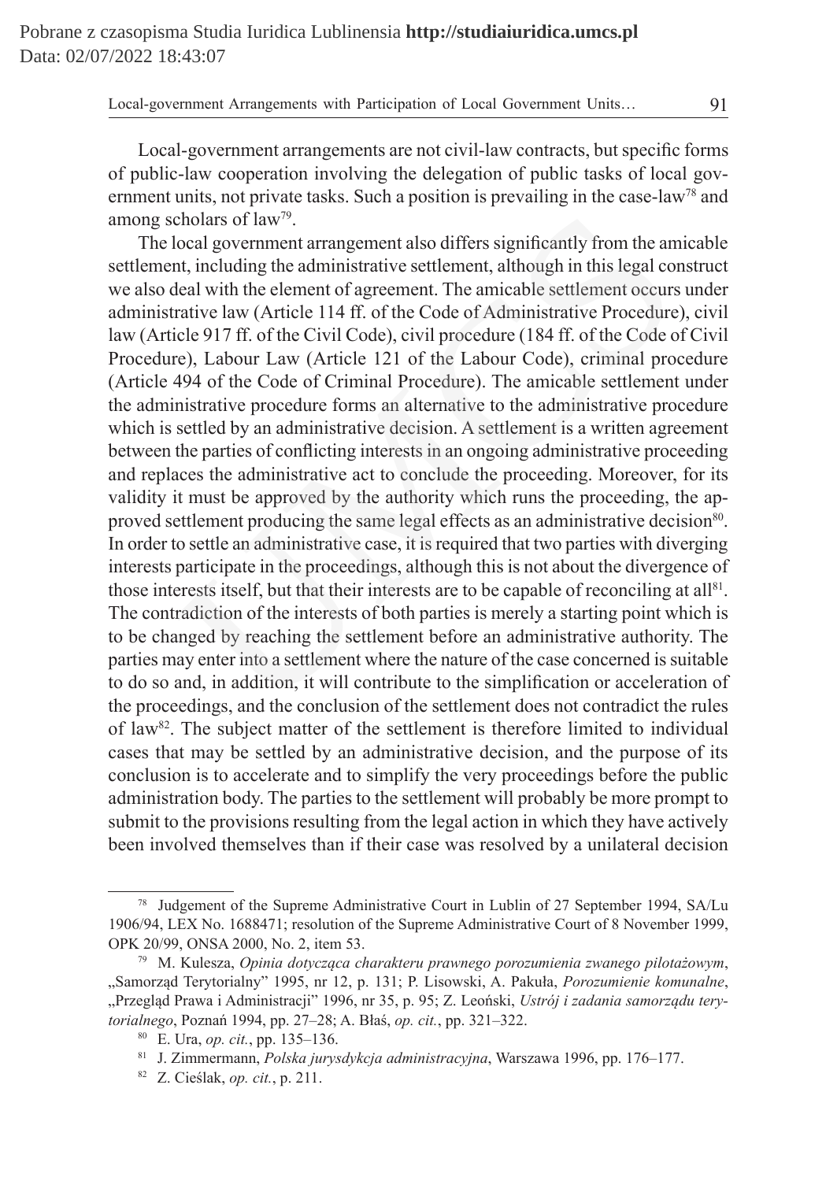Local-government arrangements are not civil-law contracts, but specific forms of public-law cooperation involving the delegation of public tasks of local government units, not private tasks. Such a position is prevailing in the case-law[78] and among scholars of law[79].

The local government arrangement also differs significantly from the amicable settlement, including the administrative settlement, although in this legal construct we also deal with the element of agreement. The amicable settlement occurs under administrative law (Article 114 ff. of the Code of Administrative Procedure), civil law (Article 917 ff. of the Civil Code), civil procedure (184 ff. of the Code of Civil Procedure), Labour Law (Article 121 of the Labour Code), criminal procedure (Article 494 of the Code of Criminal Procedure). The amicable settlement under the administrative procedure forms an alternative to the administrative procedure which is settled by an administrative decision. A settlement is a written agreement between the parties of conflicting interests in an ongoing administrative proceeding and replaces the administrative act to conclude the proceeding. Moreover, for its validity it must be approved by the authority which runs the proceeding, the approved settlement producing the same legal effects as an administrative decision[80]. In order to settle an administrative case, it is required that two parties with diverging interests participate in the proceedings, although this is not about the divergence of those interests itself, but that their interests are to be capable of reconciling at all[81]. The contradiction of the interests of both parties is merely a starting point which is to be changed by reaching the settlement before an administrative authority. The parties may enter into a settlement where the nature of the case concerned is suitable to do so and, in addition, it will contribute to the simplification or acceleration of the proceedings, and the conclusion of the settlement does not contradict the rules of law[82]. The subject matter of the settlement is therefore limited to individual cases that may be settled by an administrative decision, and the purpose of its conclusion is to accelerate and to simplify the very proceedings before the public administration body. The parties to the settlement will probably be more prompt to submit to the provisions resulting from the legal action in which they have actively been involved themselves than if their case was resolved by a unilateral decision

---

[78] Judgement of the Supreme Administrative Court in Lublin of 27 September 1994, SA/Lu 1906/94, LEX No. 1688471; resolution of the Supreme Administrative Court of 8 November 1999, OPK 20/99, ONSA 2000, No. 2, item 53.

[79] M. Kulesza, *Opinia dotycząca charakteru prawnego porozumienia zwanego pilotażowym*, „Samorząd Terytorialny" 1995, nr 12, p. 131; P. Lisowski, A. Pakuła, *Porozumienie komunalne*, „Przegląd Prawa i Administracji" 1996, nr 35, p. 95; Z. Leoński, *Ustrój i zadania samorządu terytorialnego*, Poznań 1994, pp. 27–28; A. Błaś, *op. cit.*, pp. 321–322.

[80] E. Ura, *op. cit.*, pp. 135–136.

[81] J. Zimmermann, *Polska jurysdykcja administracyjna*, Warszawa 1996, pp. 176–177.

[82] Z. Cieślak, *op. cit.*, p. 211.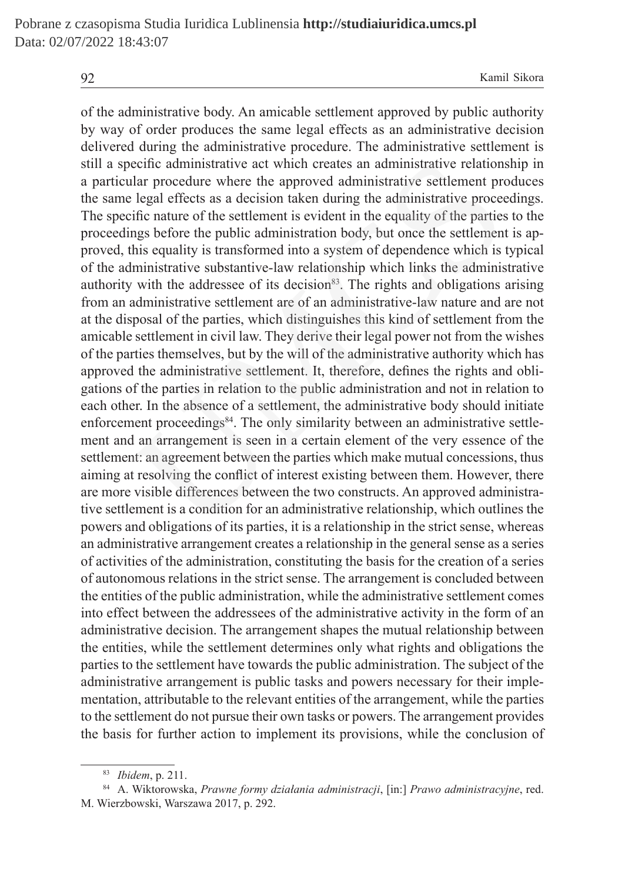of the administrative body. An amicable settlement approved by public authority by way of order produces the same legal effects as an administrative decision delivered during the administrative procedure. The administrative settlement is still a specific administrative act which creates an administrative relationship in a particular procedure where the approved administrative settlement produces the same legal effects as a decision taken during the administrative proceedings. The specific nature of the settlement is evident in the equality of the parties to the proceedings before the public administration body, but once the settlement is approved, this equality is transformed into a system of dependence which is typical of the administrative substantive-law relationship which links the administrative authority with the addressee of its decision[83]. The rights and obligations arising from an administrative settlement are of an administrative-law nature and are not at the disposal of the parties, which distinguishes this kind of settlement from the amicable settlement in civil law. They derive their legal power not from the wishes of the parties themselves, but by the will of the administrative authority which has approved the administrative settlement. It, therefore, defines the rights and obligations of the parties in relation to the public administration and not in relation to each other. In the absence of a settlement, the administrative body should initiate enforcement proceedings[84]. The only similarity between an administrative settlement and an arrangement is seen in a certain element of the very essence of the settlement: an agreement between the parties which make mutual concessions, thus aiming at resolving the conflict of interest existing between them. However, there are more visible differences between the two constructs. An approved administrative settlement is a condition for an administrative relationship, which outlines the powers and obligations of its parties, it is a relationship in the strict sense, whereas an administrative arrangement creates a relationship in the general sense as a series of activities of the administration, constituting the basis for the creation of a series of autonomous relations in the strict sense. The arrangement is concluded between the entities of the public administration, while the administrative settlement comes into effect between the addressees of the administrative activity in the form of an administrative decision. The arrangement shapes the mutual relationship between the entities, while the settlement determines only what rights and obligations the parties to the settlement have towards the public administration. The subject of the administrative arrangement is public tasks and powers necessary for their implementation, attributable to the relevant entities of the arrangement, while the parties to the settlement do not pursue their own tasks or powers. The arrangement provides the basis for further action to implement its provisions, while the conclusion of

---

[83] *Ibidem*, p. 211.

[84] A. Wiktorowska, *Prawne formy działania administracji*, [in:] *Prawo administracyjne*, red. M. Wierzbowski, Warszawa 2017, p. 292.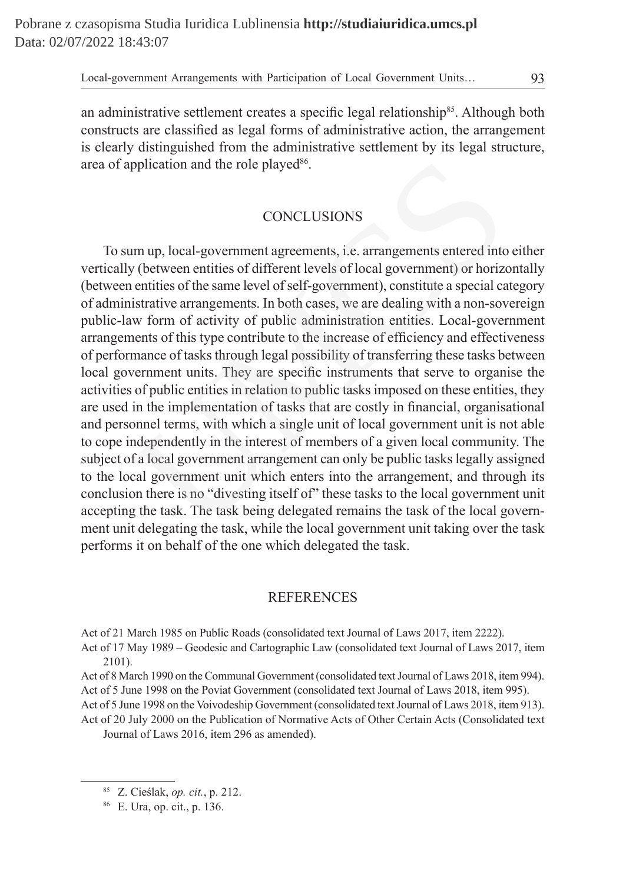an administrative settlement creates a specific legal relationship[85]. Although both constructs are classified as legal forms of administrative action, the arrangement is clearly distinguished from the administrative settlement by its legal structure, area of application and the role played[86].

## CONCLUSIONS

To sum up, local-government agreements, i.e. arrangements entered into either vertically (between entities of different levels of local government) or horizontally (between entities of the same level of self-government), constitute a special category of administrative arrangements. In both cases, we are dealing with a non-sovereign public-law form of activity of public administration entities. Local-government arrangements of this type contribute to the increase of efficiency and effectiveness of performance of tasks through legal possibility of transferring these tasks between local government units. They are specific instruments that serve to organise the activities of public entities in relation to public tasks imposed on these entities, they are used in the implementation of tasks that are costly in financial, organisational and personnel terms, with which a single unit of local government unit is not able to cope independently in the interest of members of a given local community. The subject of a local government arrangement can only be public tasks legally assigned to the local government unit which enters into the arrangement, and through its conclusion there is no "divesting itself of" these tasks to the local government unit accepting the task. The task being delegated remains the task of the local government unit delegating the task, while the local government unit taking over the task performs it on behalf of the one which delegated the task.

## REFERENCES

Act of 21 March 1985 on Public Roads (consolidated text Journal of Laws 2017, item 2222).

Act of 17 May 1989 – Geodesic and Cartographic Law (consolidated text Journal of Laws 2017, item 2101).

Act of 8 March 1990 on the Communal Government (consolidated text Journal of Laws 2018, item 994).

Act of 5 June 1998 on the Poviat Government (consolidated text Journal of Laws 2018, item 995).

Act of 5 June 1998 on the Voivodeship Government (consolidated text Journal of Laws 2018, item 913).

Act of 20 July 2000 on the Publication of Normative Acts of Other Certain Acts (Consolidated text Journal of Laws 2016, item 296 as amended).

---

[85] Z. Cieślak, *op. cit.*, p. 212.

[86] E. Ura, op. cit., p. 136.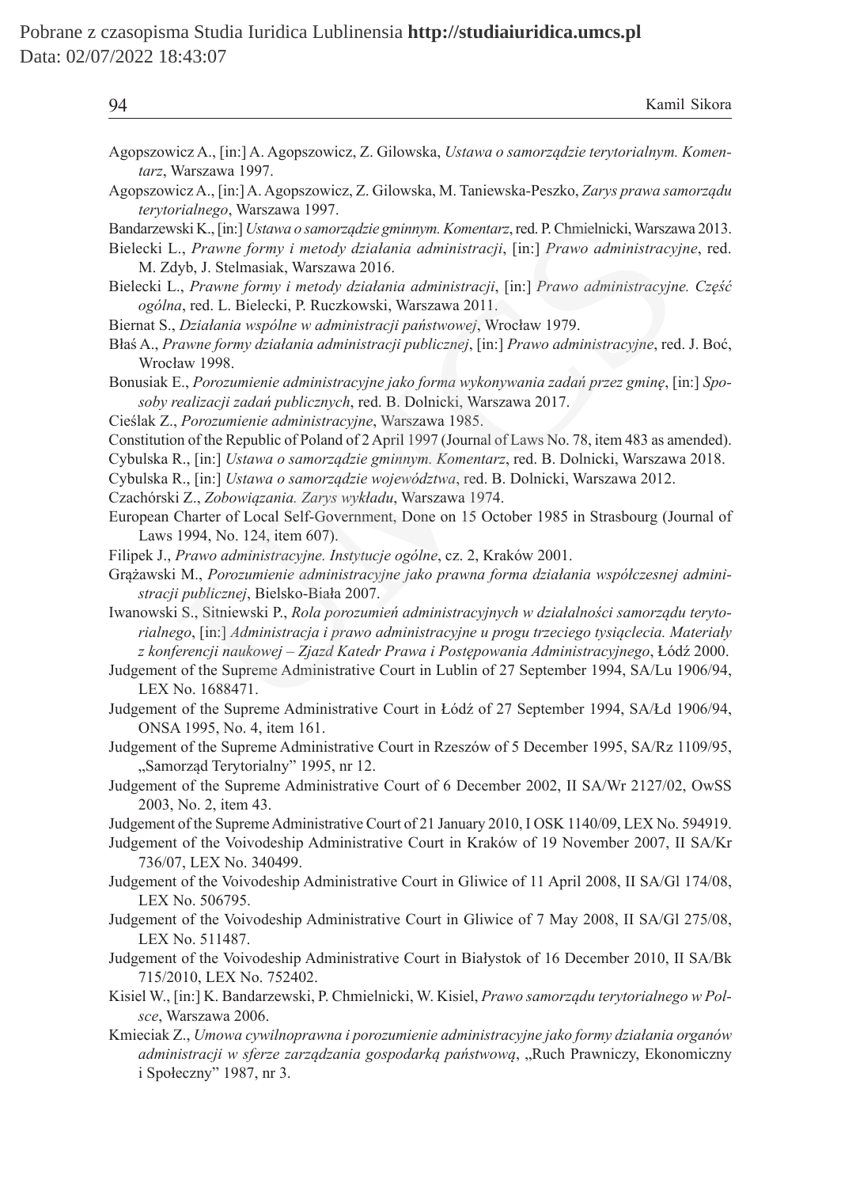Agopszowicz A., [in:] A. Agopszowicz, Z. Gilowska, *Ustawa o samorządzie terytorialnym. Komentarz*, Warszawa 1997.

Agopszowicz A., [in:] A. Agopszowicz, Z. Gilowska, M. Taniewska-Peszko, *Zarys prawa samorządu terytorialnego*, Warszawa 1997.

Bandarzewski K., [in:] *Ustawa o samorządzie gminnym. Komentarz*, red. P. Chmielnicki, Warszawa 2013.

Bielecki L., *Prawne formy i metody działania administracji*, [in:] *Prawo administracyjne*, red. M. Zdyb, J. Stelmasiak, Warszawa 2016.

Bielecki L., *Prawne formy i metody działania administracji*, [in:] *Prawo administracyjne. Część ogólna*, red. L. Bielecki, P. Ruczkowski, Warszawa 2011.

Biernat S., *Działania wspólne w administracji państwowej*, Wrocław 1979.

Błaś A., *Prawne formy działania administracji publicznej*, [in:] *Prawo administracyjne*, red. J. Boć, Wrocław 1998.

Bonusiak E., *Porozumienie administracyjne jako forma wykonywania zadań przez gminę*, [in:] *Sposoby realizacji zadań publicznych*, red. B. Dolnicki, Warszawa 2017.

Cieślak Z., *Porozumienie administracyjne*, Warszawa 1985.

Constitution of the Republic of Poland of 2 April 1997 (Journal of Laws No. 78, item 483 as amended).

Cybulska R., [in:] *Ustawa o samorządzie gminnym. Komentarz*, red. B. Dolnicki, Warszawa 2018.

Cybulska R., [in:] *Ustawa o samorządzie województwa*, red. B. Dolnicki, Warszawa 2012.

Czachórski Z., *Zobowiązania. Zarys wykładu*, Warszawa 1974.

European Charter of Local Self-Government, Done on 15 October 1985 in Strasbourg (Journal of Laws 1994, No. 124, item 607).

Filipek J., *Prawo administracyjne. Instytucje ogólne*, cz. 2, Kraków 2001.

Grążawski M., *Porozumienie administracyjne jako prawna forma działania współczesnej administracji publicznej*, Bielsko-Biała 2007.

Iwanowski S., Sitniewski P., *Rola porozumień administracyjnych w działalności samorządu terytorialnego*, [in:] *Administracja i prawo administracyjne u progu trzeciego tysiąclecia. Materiały z konferencji naukowej – Zjazd Katedr Prawa i Postępowania Administracyjnego*, Łódź 2000.

Judgement of the Supreme Administrative Court in Lublin of 27 September 1994, SA/Lu 1906/94, LEX No. 1688471.

Judgement of the Supreme Administrative Court in Łódź of 27 September 1994, SA/Łd 1906/94, ONSA 1995, No. 4, item 161.

Judgement of the Supreme Administrative Court in Rzeszów of 5 December 1995, SA/Rz 1109/95, „Samorząd Terytorialny" 1995, nr 12.

Judgement of the Supreme Administrative Court of 6 December 2002, II SA/Wr 2127/02, OwSS 2003, No. 2, item 43.

Judgement of the Supreme Administrative Court of 21 January 2010, I OSK 1140/09, LEX No. 594919.

Judgement of the Voivodeship Administrative Court in Kraków of 19 November 2007, II SA/Kr 736/07, LEX No. 340499.

Judgement of the Voivodeship Administrative Court in Gliwice of 11 April 2008, II SA/Gl 174/08, LEX No. 506795.

Judgement of the Voivodeship Administrative Court in Gliwice of 7 May 2008, II SA/Gl 275/08, LEX No. 511487.

Judgement of the Voivodeship Administrative Court in Białystok of 16 December 2010, II SA/Bk 715/2010, LEX No. 752402.

Kisiel W., [in:] K. Bandarzewski, P. Chmielnicki, W. Kisiel, *Prawo samorządu terytorialnego w Polsce*, Warszawa 2006.

Kmieciak Z., *Umowa cywilnoprawna i porozumienie administracyjne jako formy działania organów administracji w sferze zarządzania gospodarką państwową*, „Ruch Prawniczy, Ekonomiczny i Społeczny" 1987, nr 3.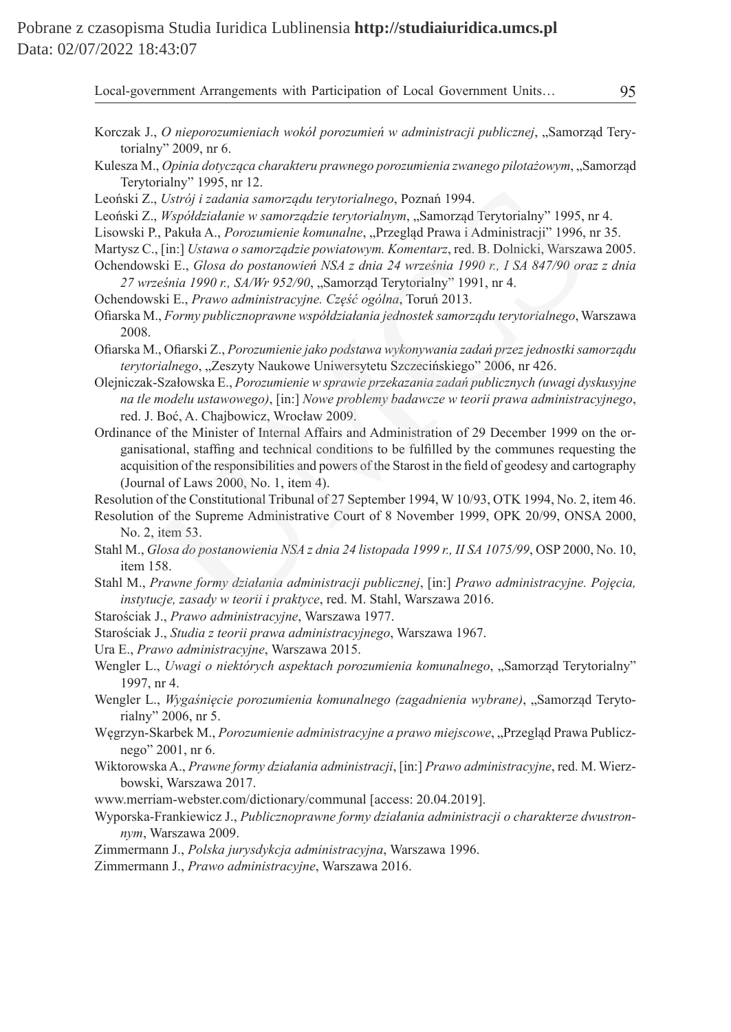Korczak J., *O nieporozumieniach wokół porozumień w administracji publicznej*, „Samorząd Terytorialny" 2009, nr 6.

Kulesza M., *Opinia dotycząca charakteru prawnego porozumienia zwanego pilotażowym*, „Samorząd Terytorialny" 1995, nr 12.

Leoński Z., *Ustrój i zadania samorządu terytorialnego*, Poznań 1994.

Leoński Z., *Współdziałanie w samorządzie terytorialnym*, „Samorząd Terytorialny" 1995, nr 4.

Lisowski P., Pakuła A., *Porozumienie komunalne*, „Przegląd Prawa i Administracji" 1996, nr 35.

Martysz C., [in:] *Ustawa o samorządzie powiatowym. Komentarz*, red. B. Dolnicki, Warszawa 2005.

Ochendowski E., *Glosa do postanowień NSA z dnia 24 września 1990 r., I SA 847/90 oraz z dnia 27 września 1990 r., SA/Wr 952/90*, „Samorząd Terytorialny" 1991, nr 4.

Ochendowski E., *Prawo administracyjne. Część ogólna*, Toruń 2013.

Ofiarska M., *Formy publicznoprawne współdziałania jednostek samorządu terytorialnego*, Warszawa 2008.

Ofiarska M., Ofiarski Z., *Porozumienie jako podstawa wykonywania zadań przez jednostki samorządu terytorialnego*, „Zeszyty Naukowe Uniwersytetu Szczecińskiego" 2006, nr 426.

Olejniczak-Szałowska E., *Porozumienie w sprawie przekazania zadań publicznych (uwagi dyskusyjne na tle modelu ustawowego)*, [in:] *Nowe problemy badawcze w teorii prawa administracyjnego*, red. J. Boć, A. Chajbowicz, Wrocław 2009.

Ordinance of the Minister of Internal Affairs and Administration of 29 December 1999 on the organisational, staffing and technical conditions to be fulfilled by the communes requesting the acquisition of the responsibilities and powers of the Starost in the field of geodesy and cartography (Journal of Laws 2000, No. 1, item 4).

Resolution of the Constitutional Tribunal of 27 September 1994, W 10/93, OTK 1994, No. 2, item 46.

Resolution of the Supreme Administrative Court of 8 November 1999, OPK 20/99, ONSA 2000, No. 2, item 53.

Stahl M., *Glosa do postanowienia NSA z dnia 24 listopada 1999 r., II SA 1075/99*, OSP 2000, No. 10, item 158.

Stahl M., *Prawne formy działania administracji publicznej*, [in:] *Prawo administracyjne. Pojęcia, instytucje, zasady w teorii i praktyce*, red. M. Stahl, Warszawa 2016.

Starościak J., *Prawo administracyjne*, Warszawa 1977.

Starościak J., *Studia z teorii prawa administracyjnego*, Warszawa 1967.

Ura E., *Prawo administracyjne*, Warszawa 2015.

Wengler L., *Uwagi o niektórych aspektach porozumienia komunalnego*, „Samorząd Terytorialny" 1997, nr 4.

Wengler L., *Wygaśnięcie porozumienia komunalnego (zagadnienia wybrane)*, „Samorząd Terytorialny" 2006, nr 5.

Węgrzyn-Skarbek M., *Porozumienie administracyjne a prawo miejscowe*, „Przegląd Prawa Publicznego" 2001, nr 6.

Wiktorowska A., *Prawne formy działania administracji*, [in:] *Prawo administracyjne*, red. M. Wierzbowski, Warszawa 2017.

www.merriam-webster.com/dictionary/communal [access: 20.04.2019].

Wyporska-Frankiewicz J., *Publicznoprawne formy działania administracji o charakterze dwustronnym*, Warszawa 2009.

Zimmermann J., *Polska jurysdykcja administracyjna*, Warszawa 1996.

Zimmermann J., *Prawo administracyjne*, Warszawa 2016.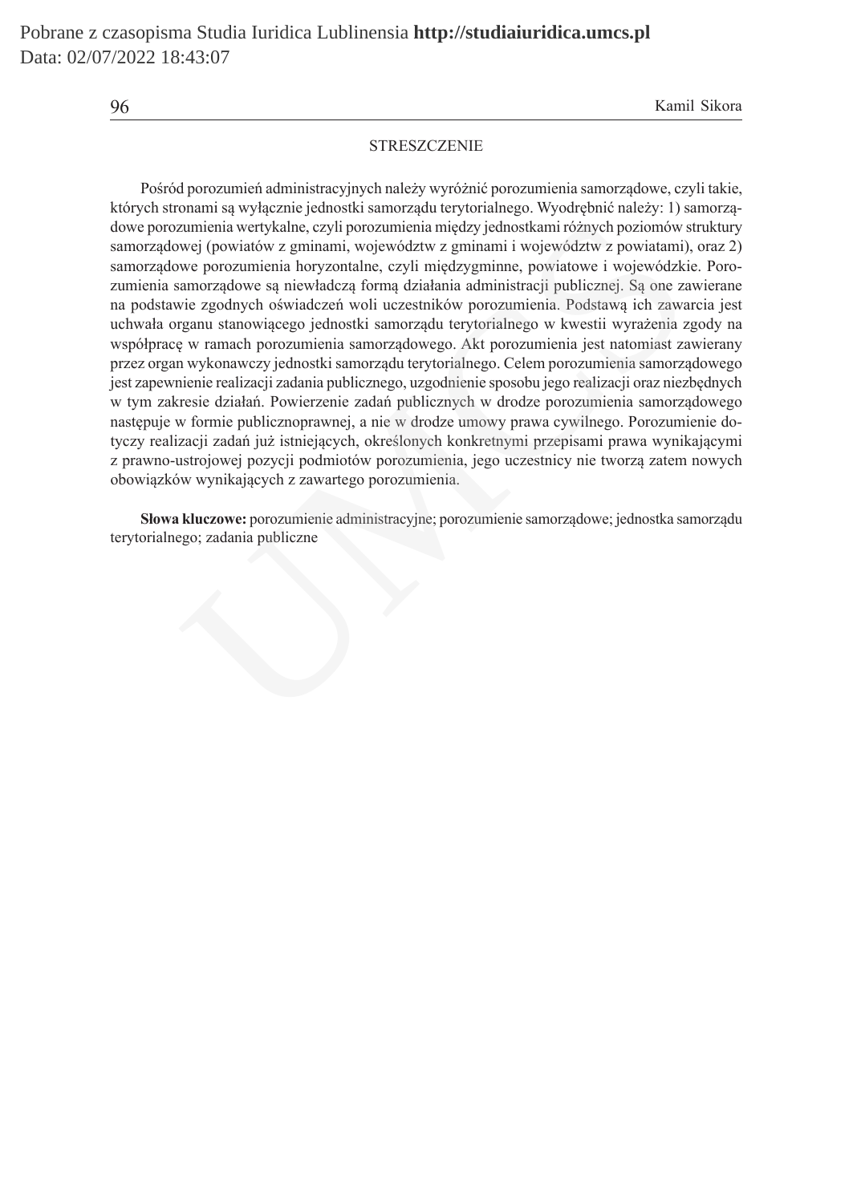## STRESZCZENIE

Pośród porozumień administracyjnych należy wyróżnić porozumienia samorządowe, czyli takie, których stronami są wyłącznie jednostki samorządu terytorialnego. Wyodrębnić należy: 1) samorządowe porozumienia wertykalne, czyli porozumienia między jednostkami różnych poziomów struktury samorządowej (powiatów z gminami, województw z gminami i województw z powiatami), oraz 2) samorządowe porozumienia horyzontalne, czyli międzygminne, powiatowe i wojewódzkie. Porozumienia samorządowe są niewładczą formą działania administracji publicznej. Są one zawierane na podstawie zgodnych oświadczeń woli uczestników porozumienia. Podstawą ich zawarcia jest uchwała organu stanowiącego jednostki samorządu terytorialnego w kwestii wyrażenia zgody na współpracę w ramach porozumienia samorządowego. Akt porozumienia jest natomiast zawierany przez organ wykonawczy jednostki samorządu terytorialnego. Celem porozumienia samorządowego jest zapewnienie realizacji zadania publicznego, uzgodnienie sposobu jego realizacji oraz niezbędnych w tym zakresie działań. Powierzenie zadań publicznych w drodze porozumienia samorządowego następuje w formie publicznoprawnej, a nie w drodze umowy prawa cywilnego. Porozumienie dotyczy realizacji zadań już istniejących, określonych konkretnymi przepisami prawa wynikającymi z prawno-ustrojowej pozycji podmiotów porozumienia, jego uczestnicy nie tworzą zatem nowych obowiązków wynikających z zawartego porozumienia.

**Słowa kluczowe:** porozumienie administracyjne; porozumienie samorządowe; jednostka samorządu terytorialnego; zadania publiczne